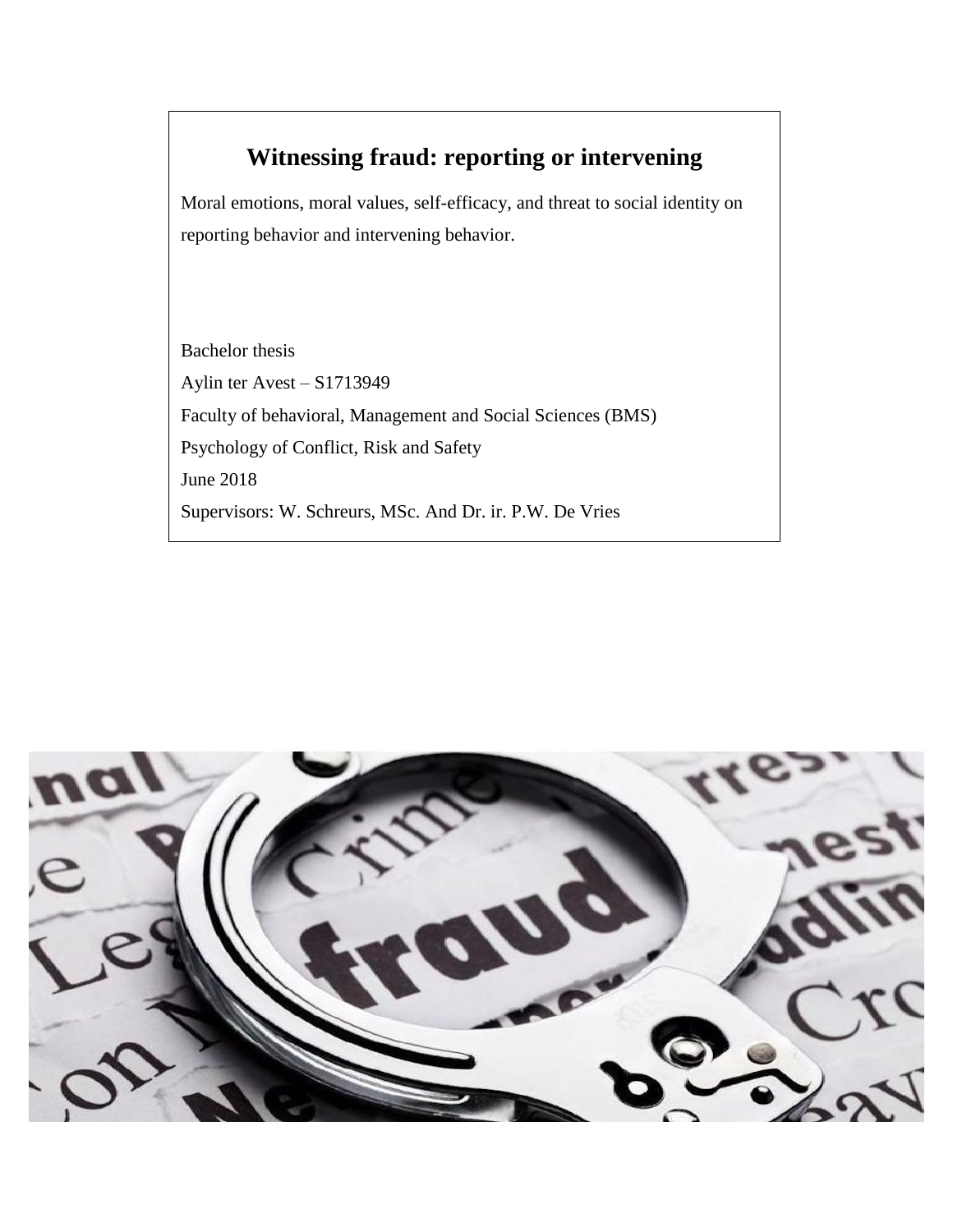# Witnessing fraud: reporting or intervening

Moral emotions, moral values, self-efficacy, and threat to social identity on reporting behavior and intervening behavior.

Bachelor thesis

Aylin ter Avest – S1713949

Faculty of behavioral, Management and Social Sciences (BMS)

Psychology of Conflict, Risk and Safety

June 2018

Supervisors: W. Schreurs, MSc. And Dr. ir. P.W. De Vries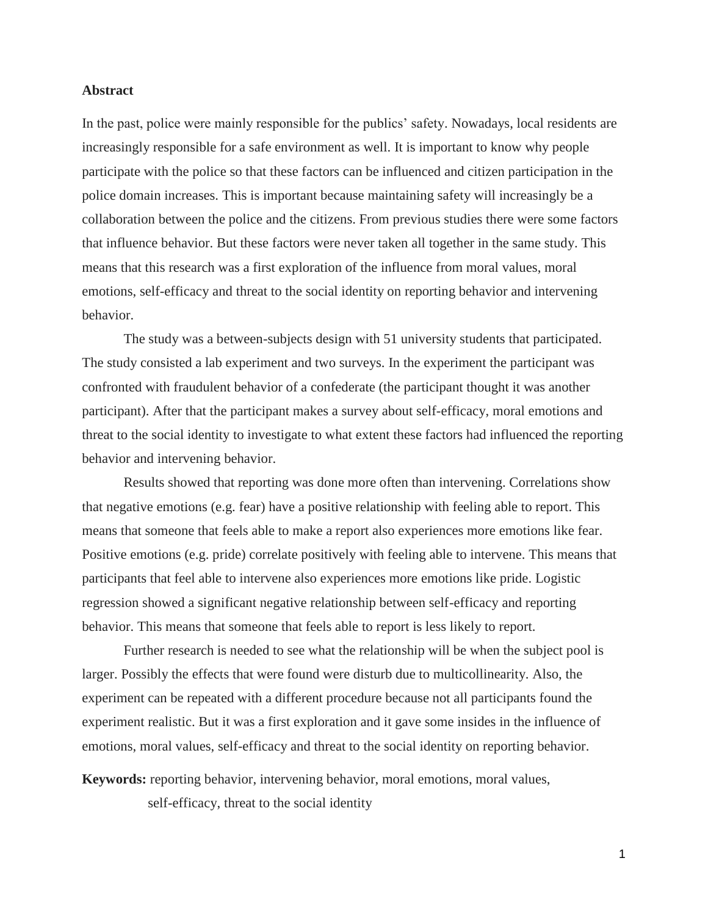## Abstract

In the past, police were mainly responsible for the publics' safety. Nowadays, local residents are increasingly responsible for a safe environment as well. It is important to know why people participate with the police so that these factors can be influenced and citizen participation in the police domain increases. This is important because maintaining safety will increasingly be a collaboration between the police and the citizens. From previous studies there were some factors that influence behavior. But these factors were never taken all together in the same study. This means that this research was a first exploration of the influence from moral values, moral emotions, self-efficacy and threat to the social identity on reporting behavior and intervening behavior.

The study was a between-subjects design with 51 university students that participated. The study consisted a lab experiment and two surveys. In the experiment the participant was confronted with fraudulent behavior of a confederate (the participant thought it was another participant). After that the participant makes a survey about self-efficacy, moral emotions and threat to the social identity to investigate to what extent these factors had influenced the reporting behavior and intervening behavior.

Results showed that reporting was done more often than intervening. Correlations show that negative emotions (e.g. fear) have a positive relationship with feeling able to report. This means that someone that feels able to make a report also experiences more emotions like fear. Positive emotions (e.g. pride) correlate positively with feeling able to intervene. This means that participants that feel able to intervene also experiences more emotions like pride. Logistic regression showed a significant negative relationship between self-efficacy and reporting behavior. This means that someone that feels able to report is less likely to report.

Further research is needed to see what the relationship will be when the subject pool is larger. Possibly the effects that were found were disturb due to multicollinearity. Also, the experiment can be repeated with a different procedure because not all participants found the experiment realistic. But it was a first exploration and it gave some insides in the influence of emotions, moral values, self-efficacy and threat to the social identity on reporting behavior.

**Keywords:** reporting behavior, intervening behavior, moral emotions, moral values, self-efficacy, threat to the social identity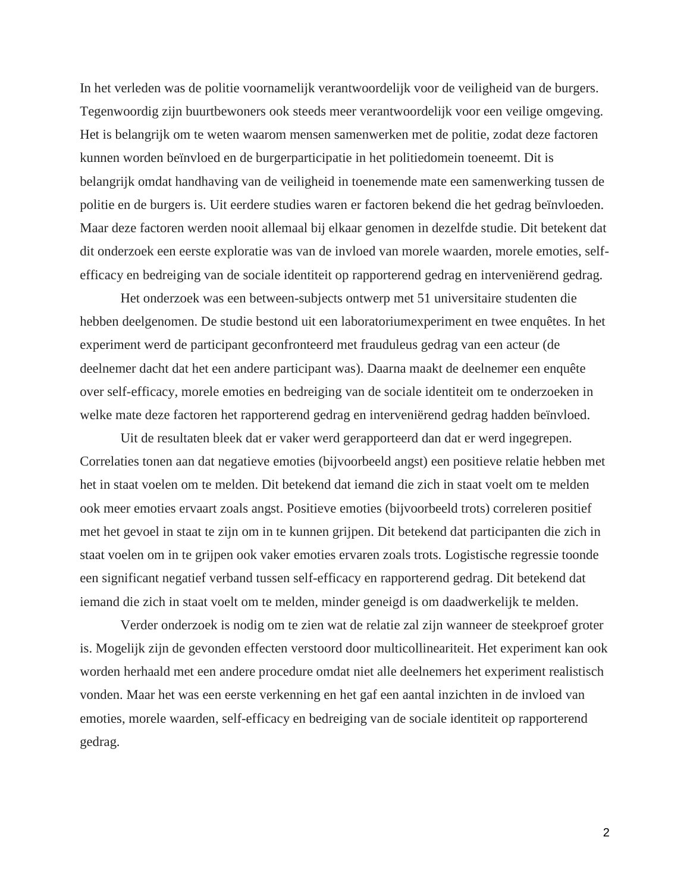In het verleden was de politie voornamelijk verantwoordelijk voor de veiligheid van de burgers. Tegenwoordig zijn buurtbewoners ook steeds meer verantwoordelijk voor een veilige omgeving. Het is belangrijk om te weten waarom mensen samenwerken met de politie, zodat deze factoren kunnen worden beïnvloed en de burgerparticipatie in het politiedomein toeneemt. Dit is belangrijk omdat handhaving van de veiligheid in toenemende mate een samenwerking tussen de politie en de burgers is. Uit eerdere studies waren er factoren bekend die het gedrag beïnvloeden. Maar deze factoren werden nooit allemaal bij elkaar genomen in dezelfde studie. Dit betekent dat dit onderzoek een eerste exploratie was van de invloed van morele waarden, morele emoties, self-efficacy en bedreiging van de sociale identiteit op rapporterend gedrag en interveniërend gedrag.

Het onderzoek was een between-subjects ontwerp met 51 universitaire studenten die hebben deelgenomen. De studie bestond uit een laboratoriumexperiment en twee enquêtes. In het experiment werd de participant geconfronteerd met frauduleus gedrag van een acteur (de deelnemer dacht dat het een andere participant was). Daarna maakt de deelnemer een enquête over self-efficacy, morele emoties en bedreiging van de sociale identiteit om te onderzoeken in welke mate deze factoren het rapporterend gedrag en interveniërend gedrag hadden beïnvloed.

Uit de resultaten bleek dat er vaker werd gerapporteerd dan dat er werd ingegrepen. Correlaties tonen aan dat negatieve emoties (bijvoorbeeld angst) een positieve relatie hebben met het in staat voelen om te melden. Dit betekend dat iemand die zich in staat voelt om te melden ook meer emoties ervaart zoals angst. Positieve emoties (bijvoorbeeld trots) correleren positief met het gevoel in staat te zijn om in te kunnen grijpen. Dit betekend dat participanten die zich in staat voelen om in te grijpen ook vaker emoties ervaren zoals trots. Logistische regressie toonde een significant negatief verband tussen self-efficacy en rapporterend gedrag. Dit betekend dat iemand die zich in staat voelt om te melden, minder geneigd is om daadwerkelijk te melden.

Verder onderzoek is nodig om te zien wat de relatie zal zijn wanneer de steekproef groter is. Mogelijk zijn de gevonden effecten verstoord door multicollineariteit. Het experiment kan ook worden herhaald met een andere procedure omdat niet alle deelnemers het experiment realistisch vonden. Maar het was een eerste verkenning en het gaf een aantal inzichten in de invloed van emoties, morele waarden, self-efficacy en bedreiging van de sociale identiteit op rapporterend gedrag.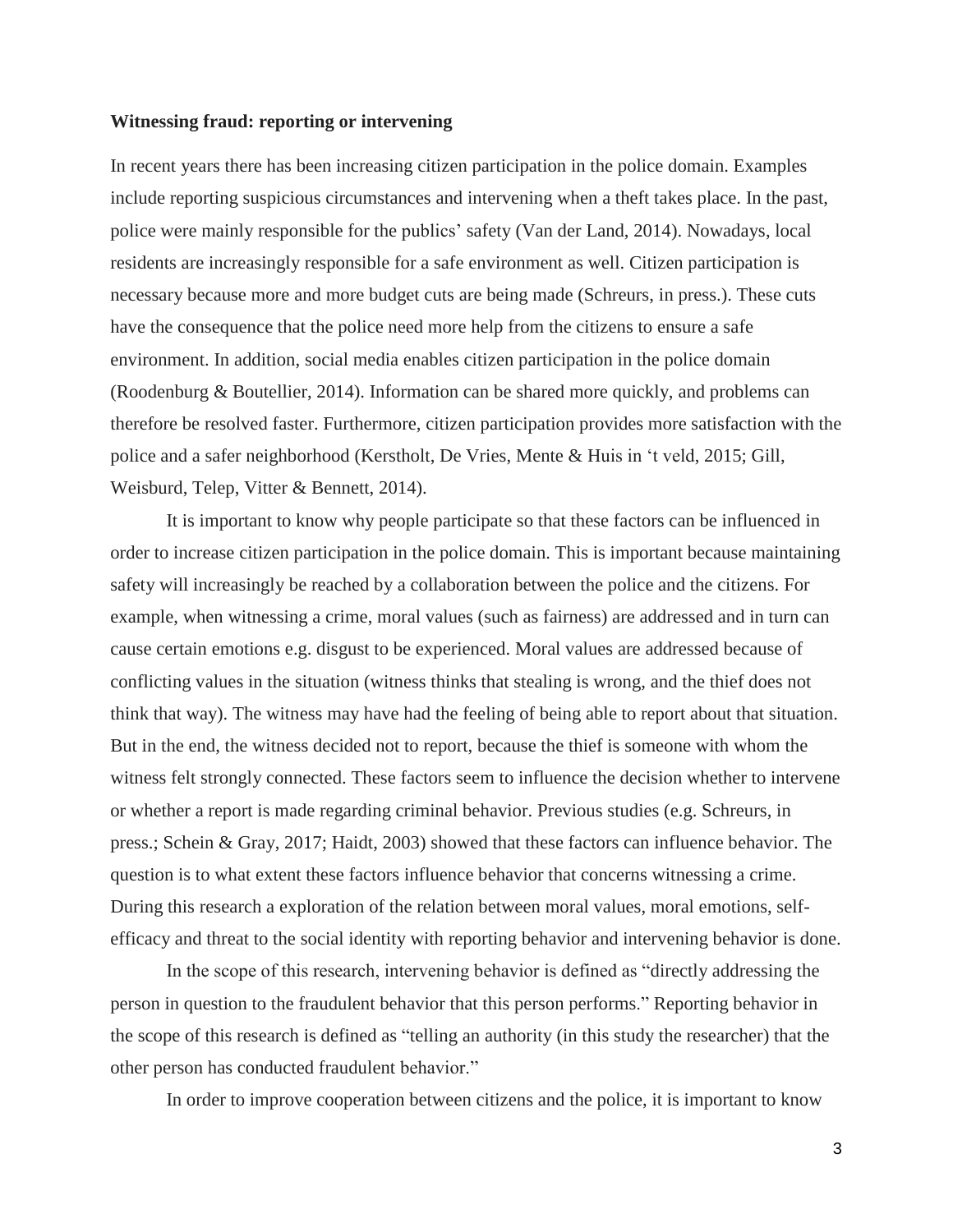**Witnessing fraud: reporting or intervening**

In recent years there has been increasing citizen participation in the police domain. Examples include reporting suspicious circumstances and intervening when a theft takes place. In the past, police were mainly responsible for the publics' safety (Van der Land, 2014). Nowadays, local residents are increasingly responsible for a safe environment as well. Citizen participation is necessary because more and more budget cuts are being made (Schreurs, in press.). These cuts have the consequence that the police need more help from the citizens to ensure a safe environment. In addition, social media enables citizen participation in the police domain (Roodenburg & Boutellier, 2014). Information can be shared more quickly, and problems can therefore be resolved faster. Furthermore, citizen participation provides more satisfaction with the police and a safer neighborhood (Kerstholt, De Vries, Mente & Huis in 't veld, 2015; Gill, Weisburd, Telep, Vitter & Bennett, 2014).

It is important to know why people participate so that these factors can be influenced in order to increase citizen participation in the police domain. This is important because maintaining safety will increasingly be reached by a collaboration between the police and the citizens. For example, when witnessing a crime, moral values (such as fairness) are addressed and in turn can cause certain emotions e.g. disgust to be experienced. Moral values are addressed because of conflicting values in the situation (witness thinks that stealing is wrong, and the thief does not think that way). The witness may have had the feeling of being able to report about that situation. But in the end, the witness decided not to report, because the thief is someone with whom the witness felt strongly connected. These factors seem to influence the decision whether to intervene or whether a report is made regarding criminal behavior. Previous studies (e.g. Schreurs, in press.; Schein & Gray, 2017; Haidt, 2003) showed that these factors can influence behavior. The question is to what extent these factors influence behavior that concerns witnessing a crime. During this research a exploration of the relation between moral values, moral emotions, self-efficacy and threat to the social identity with reporting behavior and intervening behavior is done.

In the scope of this research, intervening behavior is defined as "directly addressing the person in question to the fraudulent behavior that this person performs." Reporting behavior in the scope of this research is defined as "telling an authority (in this study the researcher) that the other person has conducted fraudulent behavior."

In order to improve cooperation between citizens and the police, it is important to know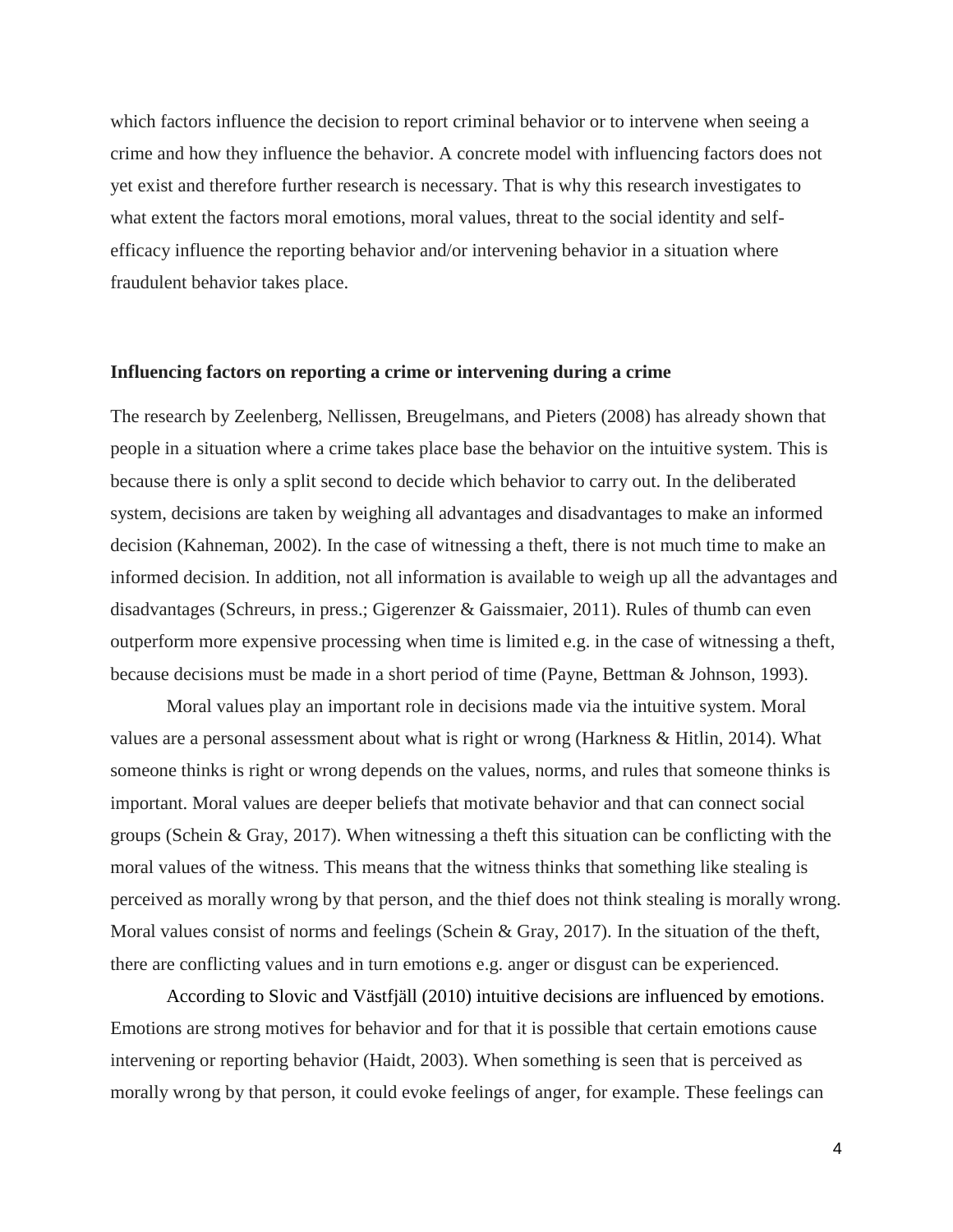which factors influence the decision to report criminal behavior or to intervene when seeing a crime and how they influence the behavior. A concrete model with influencing factors does not yet exist and therefore further research is necessary. That is why this research investigates to what extent the factors moral emotions, moral values, threat to the social identity and self-efficacy influence the reporting behavior and/or intervening behavior in a situation where fraudulent behavior takes place.

**Influencing factors on reporting a crime or intervening during a crime**

The research by Zeelenberg, Nellissen, Breugelmans, and Pieters (2008) has already shown that people in a situation where a crime takes place base the behavior on the intuitive system. This is because there is only a split second to decide which behavior to carry out. In the deliberated system, decisions are taken by weighing all advantages and disadvantages to make an informed decision (Kahneman, 2002). In the case of witnessing a theft, there is not much time to make an informed decision. In addition, not all information is available to weigh up all the advantages and disadvantages (Schreurs, in press.; Gigerenzer & Gaissmaier, 2011). Rules of thumb can even outperform more expensive processing when time is limited e.g. in the case of witnessing a theft, because decisions must be made in a short period of time (Payne, Bettman & Johnson, 1993).

Moral values play an important role in decisions made via the intuitive system. Moral values are a personal assessment about what is right or wrong (Harkness & Hitlin, 2014). What someone thinks is right or wrong depends on the values, norms, and rules that someone thinks is important. Moral values are deeper beliefs that motivate behavior and that can connect social groups (Schein & Gray, 2017). When witnessing a theft this situation can be conflicting with the moral values of the witness. This means that the witness thinks that something like stealing is perceived as morally wrong by that person, and the thief does not think stealing is morally wrong. Moral values consist of norms and feelings (Schein & Gray, 2017). In the situation of the theft, there are conflicting values and in turn emotions e.g. anger or disgust can be experienced.

According to Slovic and Västfjäll (2010) intuitive decisions are influenced by emotions. Emotions are strong motives for behavior and for that it is possible that certain emotions cause intervening or reporting behavior (Haidt, 2003). When something is seen that is perceived as morally wrong by that person, it could evoke feelings of anger, for example. These feelings can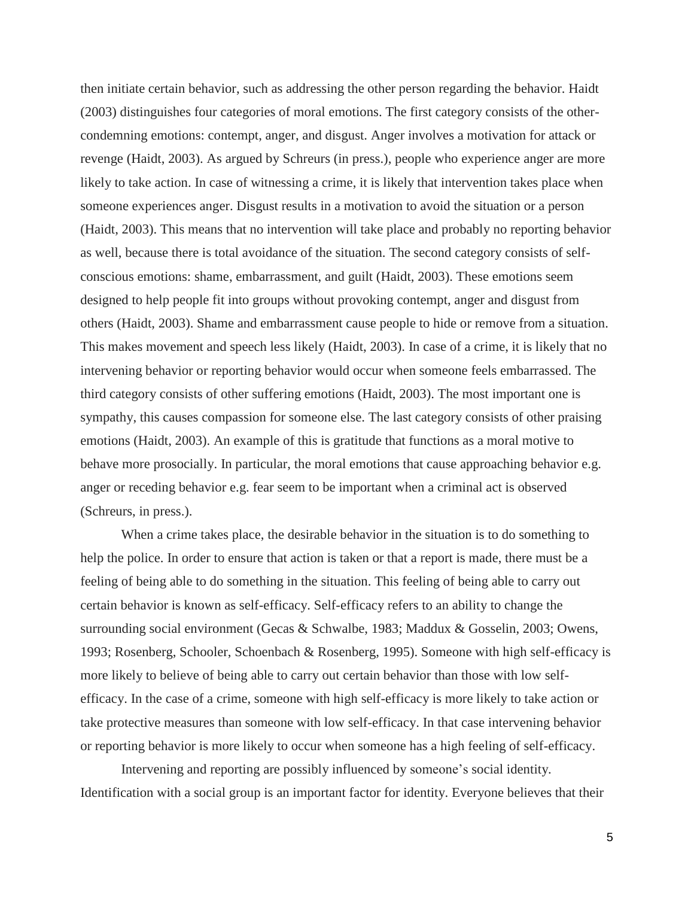then initiate certain behavior, such as addressing the other person regarding the behavior. Haidt (2003) distinguishes four categories of moral emotions. The first category consists of the other-condemning emotions: contempt, anger, and disgust. Anger involves a motivation for attack or revenge (Haidt, 2003). As argued by Schreurs (in press.), people who experience anger are more likely to take action. In case of witnessing a crime, it is likely that intervention takes place when someone experiences anger. Disgust results in a motivation to avoid the situation or a person (Haidt, 2003). This means that no intervention will take place and probably no reporting behavior as well, because there is total avoidance of the situation. The second category consists of self-conscious emotions: shame, embarrassment, and guilt (Haidt, 2003). These emotions seem designed to help people fit into groups without provoking contempt, anger and disgust from others (Haidt, 2003). Shame and embarrassment cause people to hide or remove from a situation. This makes movement and speech less likely (Haidt, 2003). In case of a crime, it is likely that no intervening behavior or reporting behavior would occur when someone feels embarrassed. The third category consists of other suffering emotions (Haidt, 2003). The most important one is sympathy, this causes compassion for someone else. The last category consists of other praising emotions (Haidt, 2003). An example of this is gratitude that functions as a moral motive to behave more prosocially. In particular, the moral emotions that cause approaching behavior e.g. anger or receding behavior e.g. fear seem to be important when a criminal act is observed (Schreurs, in press.).

When a crime takes place, the desirable behavior in the situation is to do something to help the police. In order to ensure that action is taken or that a report is made, there must be a feeling of being able to do something in the situation. This feeling of being able to carry out certain behavior is known as self-efficacy. Self-efficacy refers to an ability to change the surrounding social environment (Gecas & Schwalbe, 1983; Maddux & Gosselin, 2003; Owens, 1993; Rosenberg, Schooler, Schoenbach & Rosenberg, 1995). Someone with high self-efficacy is more likely to believe of being able to carry out certain behavior than those with low self-efficacy. In the case of a crime, someone with high self-efficacy is more likely to take action or take protective measures than someone with low self-efficacy. In that case intervening behavior or reporting behavior is more likely to occur when someone has a high feeling of self-efficacy.

Intervening and reporting are possibly influenced by someone's social identity. Identification with a social group is an important factor for identity. Everyone believes that their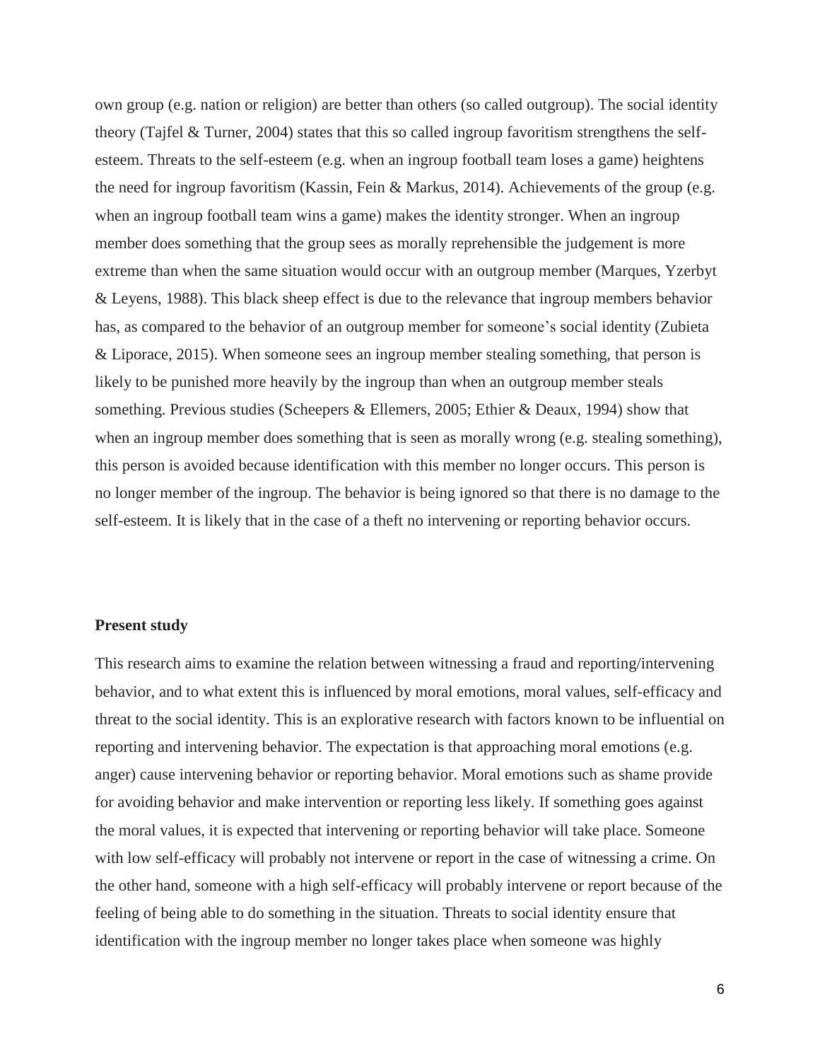own group (e.g. nation or religion) are better than others (so called outgroup). The social identity theory (Tajfel & Turner, 2004) states that this so called ingroup favoritism strengthens the self-esteem. Threats to the self-esteem (e.g. when an ingroup football team loses a game) heightens the need for ingroup favoritism (Kassin, Fein & Markus, 2014). Achievements of the group (e.g. when an ingroup football team wins a game) makes the identity stronger. When an ingroup member does something that the group sees as morally reprehensible the judgement is more extreme than when the same situation would occur with an outgroup member (Marques, Yzerbyt & Leyens, 1988). This black sheep effect is due to the relevance that ingroup members behavior has, as compared to the behavior of an outgroup member for someone's social identity (Zubieta & Liporace, 2015). When someone sees an ingroup member stealing something, that person is likely to be punished more heavily by the ingroup than when an outgroup member steals something. Previous studies (Scheepers & Ellemers, 2005; Ethier & Deaux, 1994) show that when an ingroup member does something that is seen as morally wrong (e.g. stealing something), this person is avoided because identification with this member no longer occurs. This person is no longer member of the ingroup. The behavior is being ignored so that there is no damage to the self-esteem. It is likely that in the case of a theft no intervening or reporting behavior occurs.

**Present study**

This research aims to examine the relation between witnessing a fraud and reporting/intervening behavior, and to what extent this is influenced by moral emotions, moral values, self-efficacy and threat to the social identity. This is an explorative research with factors known to be influential on reporting and intervening behavior. The expectation is that approaching moral emotions (e.g. anger) cause intervening behavior or reporting behavior. Moral emotions such as shame provide for avoiding behavior and make intervention or reporting less likely. If something goes against the moral values, it is expected that intervening or reporting behavior will take place. Someone with low self-efficacy will probably not intervene or report in the case of witnessing a crime. On the other hand, someone with a high self-efficacy will probably intervene or report because of the feeling of being able to do something in the situation. Threats to social identity ensure that identification with the ingroup member no longer takes place when someone was highly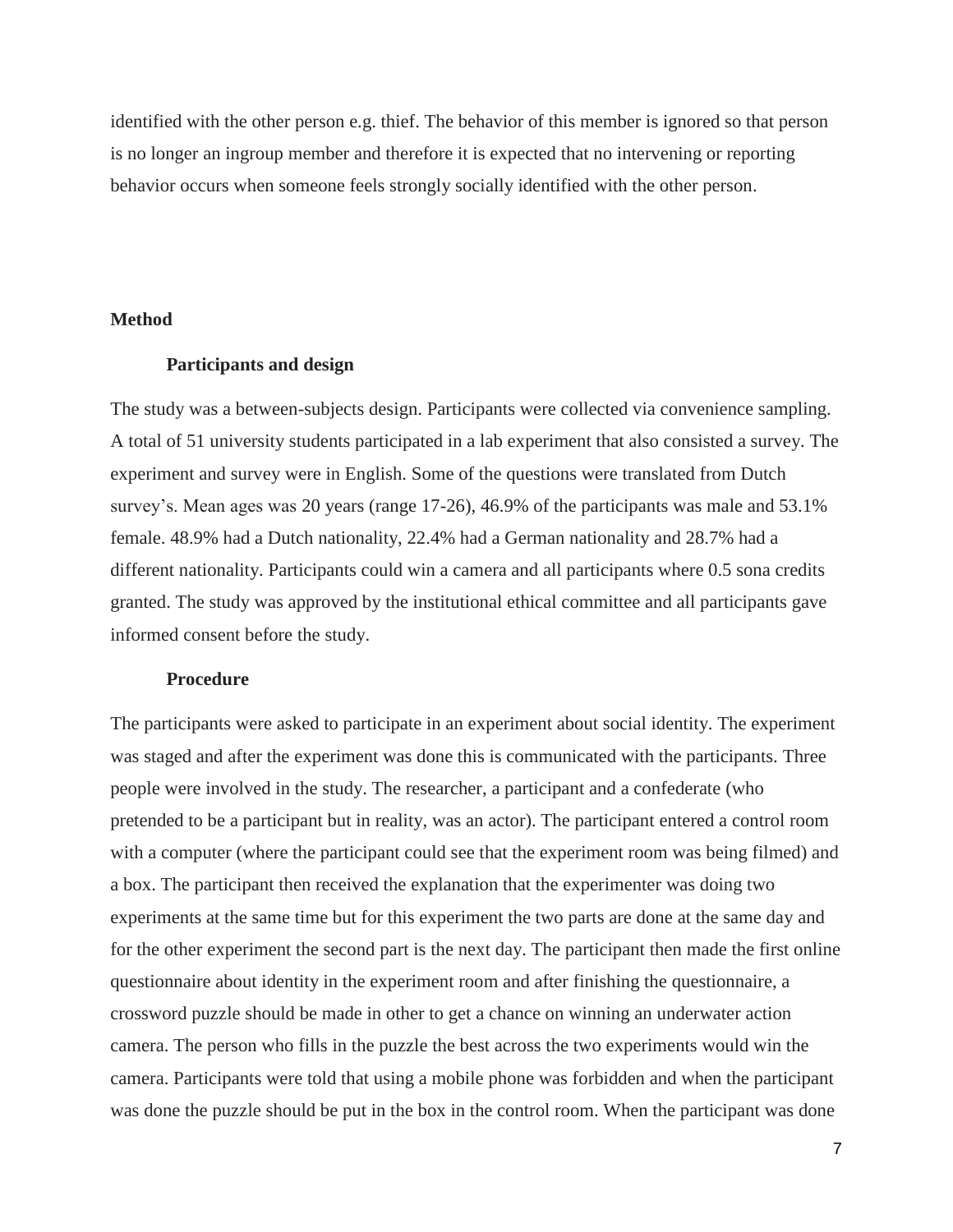identified with the other person e.g. thief. The behavior of this member is ignored so that person is no longer an ingroup member and therefore it is expected that no intervening or reporting behavior occurs when someone feels strongly socially identified with the other person.

## Method

### Participants and design

The study was a between-subjects design. Participants were collected via convenience sampling. A total of 51 university students participated in a lab experiment that also consisted a survey. The experiment and survey were in English. Some of the questions were translated from Dutch survey's. Mean ages was 20 years (range 17-26), 46.9% of the participants was male and 53.1% female. 48.9% had a Dutch nationality, 22.4% had a German nationality and 28.7% had a different nationality. Participants could win a camera and all participants where 0.5 sona credits granted. The study was approved by the institutional ethical committee and all participants gave informed consent before the study.

### Procedure

The participants were asked to participate in an experiment about social identity. The experiment was staged and after the experiment was done this is communicated with the participants. Three people were involved in the study. The researcher, a participant and a confederate (who pretended to be a participant but in reality, was an actor). The participant entered a control room with a computer (where the participant could see that the experiment room was being filmed) and a box. The participant then received the explanation that the experimenter was doing two experiments at the same time but for this experiment the two parts are done at the same day and for the other experiment the second part is the next day. The participant then made the first online questionnaire about identity in the experiment room and after finishing the questionnaire, a crossword puzzle should be made in other to get a chance on winning an underwater action camera. The person who fills in the puzzle the best across the two experiments would win the camera. Participants were told that using a mobile phone was forbidden and when the participant was done the puzzle should be put in the box in the control room. When the participant was done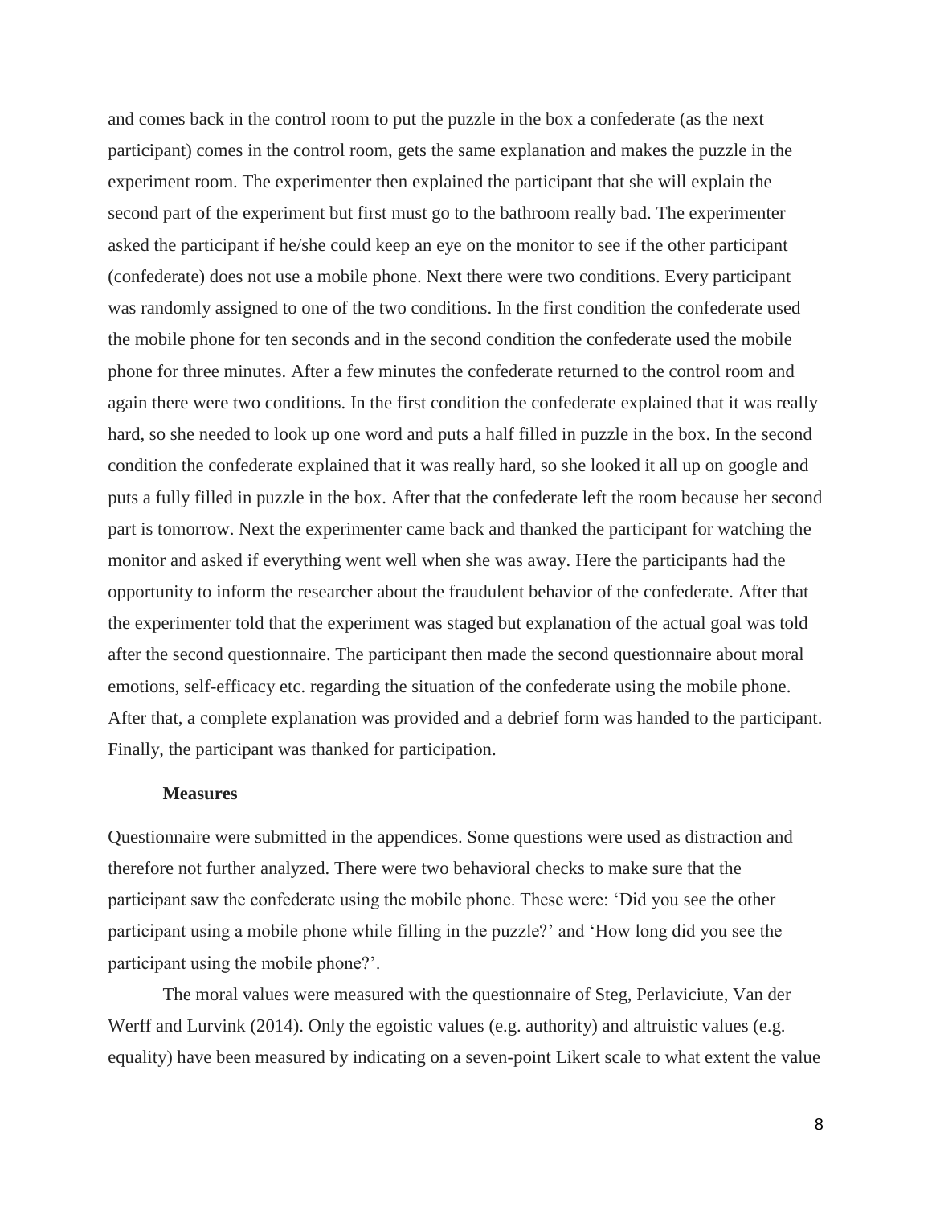and comes back in the control room to put the puzzle in the box a confederate (as the next participant) comes in the control room, gets the same explanation and makes the puzzle in the experiment room. The experimenter then explained the participant that she will explain the second part of the experiment but first must go to the bathroom really bad. The experimenter asked the participant if he/she could keep an eye on the monitor to see if the other participant (confederate) does not use a mobile phone. Next there were two conditions. Every participant was randomly assigned to one of the two conditions. In the first condition the confederate used the mobile phone for ten seconds and in the second condition the confederate used the mobile phone for three minutes. After a few minutes the confederate returned to the control room and again there were two conditions. In the first condition the confederate explained that it was really hard, so she needed to look up one word and puts a half filled in puzzle in the box. In the second condition the confederate explained that it was really hard, so she looked it all up on google and puts a fully filled in puzzle in the box. After that the confederate left the room because her second part is tomorrow. Next the experimenter came back and thanked the participant for watching the monitor and asked if everything went well when she was away. Here the participants had the opportunity to inform the researcher about the fraudulent behavior of the confederate. After that the experimenter told that the experiment was staged but explanation of the actual goal was told after the second questionnaire. The participant then made the second questionnaire about moral emotions, self-efficacy etc. regarding the situation of the confederate using the mobile phone. After that, a complete explanation was provided and a debrief form was handed to the participant. Finally, the participant was thanked for participation.

**Measures**

Questionnaire were submitted in the appendices. Some questions were used as distraction and therefore not further analyzed. There were two behavioral checks to make sure that the participant saw the confederate using the mobile phone. These were: 'Did you see the other participant using a mobile phone while filling in the puzzle?' and 'How long did you see the participant using the mobile phone?'.

The moral values were measured with the questionnaire of Steg, Perlaviciute, Van der Werff and Lurvink (2014). Only the egoistic values (e.g. authority) and altruistic values (e.g. equality) have been measured by indicating on a seven-point Likert scale to what extent the value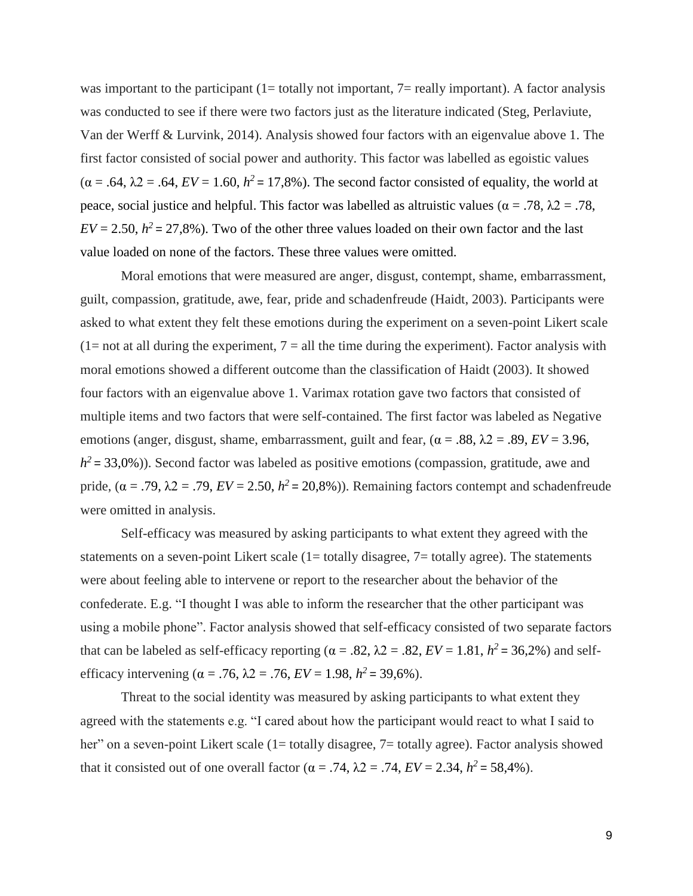was important to the participant (1= totally not important, 7= really important). A factor analysis was conducted to see if there were two factors just as the literature indicated (Steg, Perlaviute, Van der Werff & Lurvink, 2014). Analysis showed four factors with an eigenvalue above 1. The first factor consisted of social power and authority. This factor was labelled as egoistic values ($\alpha$ = .64, $\lambda 2$ = .64, *EV* = 1.60, $h^2$ = 17,8%). The second factor consisted of equality, the world at peace, social justice and helpful. This factor was labelled as altruistic values ($\alpha$ = .78, $\lambda 2$ = .78, *EV* = 2.50, $h^2$ = 27,8%). Two of the other three values loaded on their own factor and the last value loaded on none of the factors. These three values were omitted.

Moral emotions that were measured are anger, disgust, contempt, shame, embarrassment, guilt, compassion, gratitude, awe, fear, pride and schadenfreude (Haidt, 2003). Participants were asked to what extent they felt these emotions during the experiment on a seven-point Likert scale (1= not at all during the experiment, 7 = all the time during the experiment). Factor analysis with moral emotions showed a different outcome than the classification of Haidt (2003). It showed four factors with an eigenvalue above 1. Varimax rotation gave two factors that consisted of multiple items and two factors that were self-contained. The first factor was labeled as Negative emotions (anger, disgust, shame, embarrassment, guilt and fear, ($\alpha$ = .88, $\lambda 2$ = .89, *EV* = 3.96, $h^2$ = 33,0%)). Second factor was labeled as positive emotions (compassion, gratitude, awe and pride, ($\alpha$ = .79, $\lambda 2$ = .79, *EV* = 2.50, $h^2$ = 20,8%)). Remaining factors contempt and schadenfreude were omitted in analysis.

Self-efficacy was measured by asking participants to what extent they agreed with the statements on a seven-point Likert scale (1= totally disagree, 7= totally agree). The statements were about feeling able to intervene or report to the researcher about the behavior of the confederate. E.g. "I thought I was able to inform the researcher that the other participant was using a mobile phone". Factor analysis showed that self-efficacy consisted of two separate factors that can be labeled as self-efficacy reporting ($\alpha$ = .82, $\lambda 2$ = .82, *EV* = 1.81, $h^2$ = 36,2%) and self-efficacy intervening ($\alpha$ = .76, $\lambda 2$ = .76, *EV* = 1.98, $h^2$ = 39,6%).

Threat to the social identity was measured by asking participants to what extent they agreed with the statements e.g. "I cared about how the participant would react to what I said to her" on a seven-point Likert scale (1= totally disagree, 7= totally agree). Factor analysis showed that it consisted out of one overall factor ($\alpha$ = .74, $\lambda 2$ = .74, *EV* = 2.34, $h^2$ = 58,4%).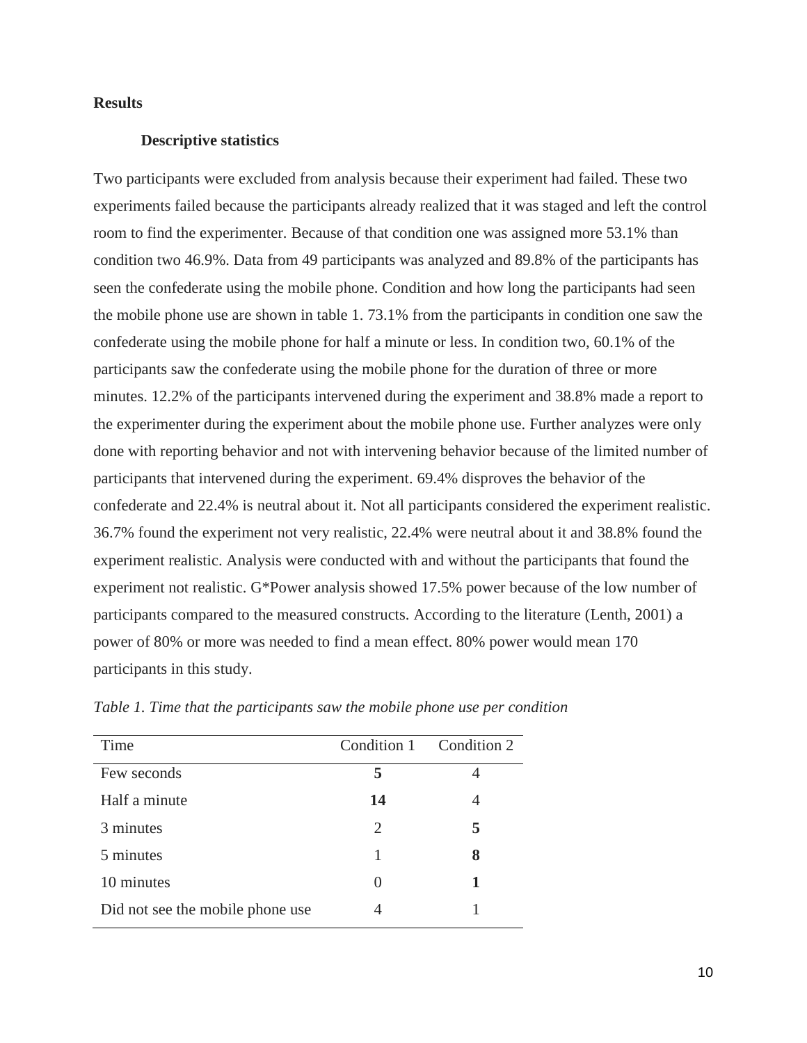## Results

### Descriptive statistics

Two participants were excluded from analysis because their experiment had failed. These two experiments failed because the participants already realized that it was staged and left the control room to find the experimenter. Because of that condition one was assigned more 53.1% than condition two 46.9%. Data from 49 participants was analyzed and 89.8% of the participants has seen the confederate using the mobile phone. Condition and how long the participants had seen the mobile phone use are shown in table 1. 73.1% from the participants in condition one saw the confederate using the mobile phone for half a minute or less. In condition two, 60.1% of the participants saw the confederate using the mobile phone for the duration of three or more minutes. 12.2% of the participants intervened during the experiment and 38.8% made a report to the experimenter during the experiment about the mobile phone use. Further analyzes were only done with reporting behavior and not with intervening behavior because of the limited number of participants that intervened during the experiment. 69.4% disproves the behavior of the confederate and 22.4% is neutral about it. Not all participants considered the experiment realistic. 36.7% found the experiment not very realistic, 22.4% were neutral about it and 38.8% found the experiment realistic. Analysis were conducted with and without the participants that found the experiment not realistic. G*Power analysis showed 17.5% power because of the low number of participants compared to the measured constructs. According to the literature (Lenth, 2001) a power of 80% or more was needed to find a mean effect. 80% power would mean 170 participants in this study.

*Table 1. Time that the participants saw the mobile phone use per condition*

| Time | Condition 1 | Condition 2 |
|---|---|---|
| Few seconds | **5** | 4 |
| Half a minute | **14** | 4 |
| 3 minutes | 2 | **5** |
| 5 minutes | 1 | **8** |
| 10 minutes | 0 | **1** |
| Did not see the mobile phone use | 4 | 1 |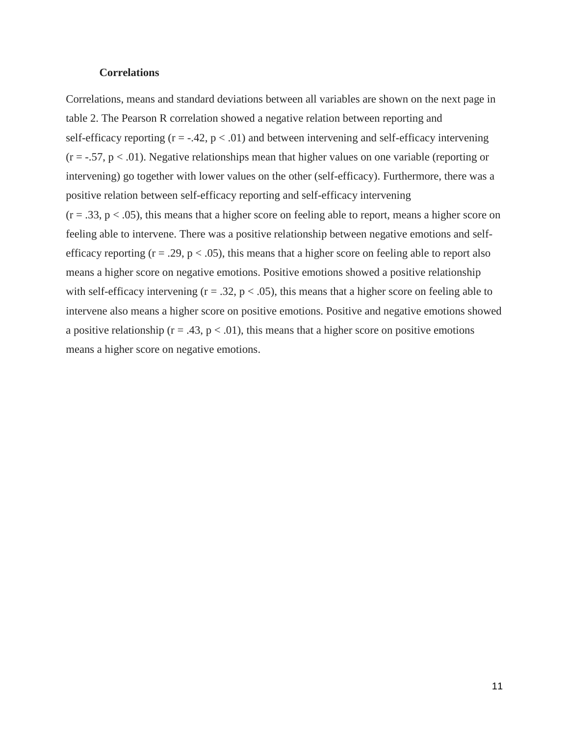**Correlations**

Correlations, means and standard deviations between all variables are shown on the next page in table 2. The Pearson R correlation showed a negative relation between reporting and self-efficacy reporting ($r = -.42$, $p < .01$) and between intervening and self-efficacy intervening ($r = -.57$, $p < .01$). Negative relationships mean that higher values on one variable (reporting or intervening) go together with lower values on the other (self-efficacy). Furthermore, there was a positive relation between self-efficacy reporting and self-efficacy intervening ($r = .33$, $p < .05$), this means that a higher score on feeling able to report, means a higher score on feeling able to intervene. There was a positive relationship between negative emotions and self-efficacy reporting ($r = .29$, $p < .05$), this means that a higher score on feeling able to report also means a higher score on negative emotions. Positive emotions showed a positive relationship with self-efficacy intervening ($r = .32$, $p < .05$), this means that a higher score on feeling able to intervene also means a higher score on positive emotions. Positive and negative emotions showed a positive relationship ($r = .43$, $p < .01$), this means that a higher score on positive emotions means a higher score on negative emotions.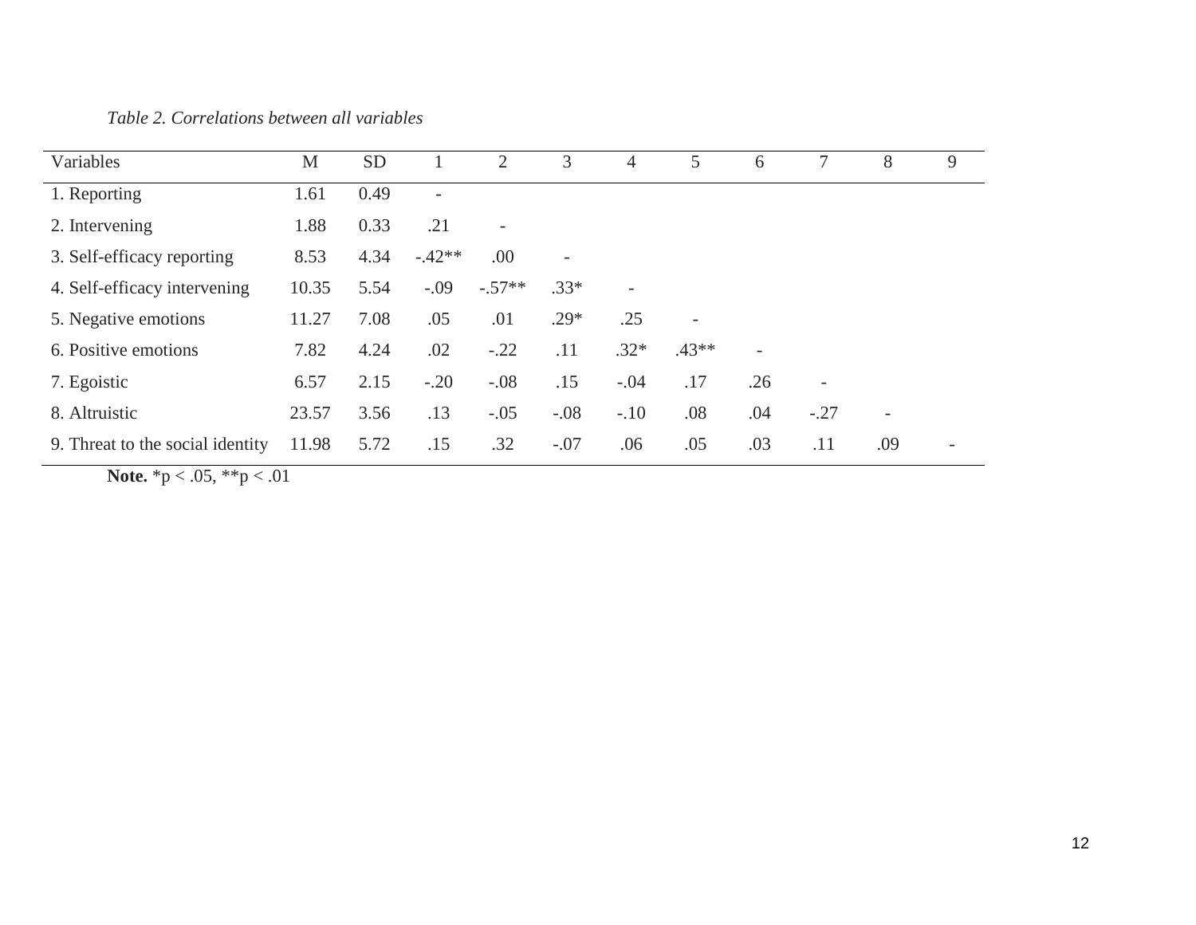*Table 2. Correlations between all variables*

| Variables | M | SD | 1 | 2 | 3 | 4 | 5 | 6 | 7 | 8 | 9 |
|---|---|---|---|---|---|---|---|---|---|---|---|
| 1. Reporting | 1.61 | 0.49 | - | | | | | | | | |
| 2. Intervening | 1.88 | 0.33 | .21 | - | | | | | | | |
| 3. Self-efficacy reporting | 8.53 | 4.34 | -.42** | .00 | - | | | | | | |
| 4. Self-efficacy intervening | 10.35 | 5.54 | -.09 | -.57** | .33* | - | | | | | |
| 5. Negative emotions | 11.27 | 7.08 | .05 | .01 | .29* | .25 | - | | | | |
| 6. Positive emotions | 7.82 | 4.24 | .02 | -.22 | .11 | .32* | .43** | - | | | |
| 7. Egoistic | 6.57 | 2.15 | -.20 | -.08 | .15 | -.04 | .17 | .26 | - | | |
| 8. Altruistic | 23.57 | 3.56 | .13 | -.05 | -.08 | -.10 | .08 | .04 | -.27 | - | |
| 9. Threat to the social identity | 11.98 | 5.72 | .15 | .32 | -.07 | .06 | .05 | .03 | .11 | .09 | - |

**Note.** *p < .05, **p < .01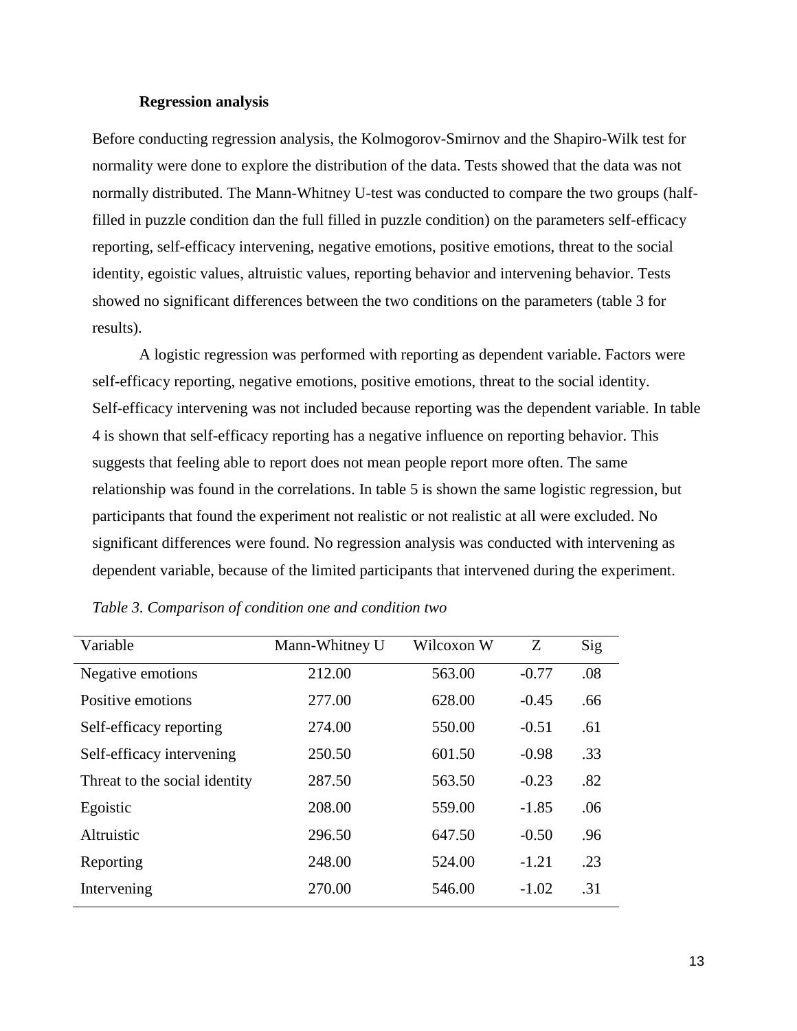### Regression analysis

Before conducting regression analysis, the Kolmogorov-Smirnov and the Shapiro-Wilk test for normality were done to explore the distribution of the data. Tests showed that the data was not normally distributed. The Mann-Whitney U-test was conducted to compare the two groups (half-filled in puzzle condition dan the full filled in puzzle condition) on the parameters self-efficacy reporting, self-efficacy intervening, negative emotions, positive emotions, threat to the social identity, egoistic values, altruistic values, reporting behavior and intervening behavior. Tests showed no significant differences between the two conditions on the parameters (table 3 for results).

A logistic regression was performed with reporting as dependent variable. Factors were self-efficacy reporting, negative emotions, positive emotions, threat to the social identity. Self-efficacy intervening was not included because reporting was the dependent variable. In table 4 is shown that self-efficacy reporting has a negative influence on reporting behavior. This suggests that feeling able to report does not mean people report more often. The same relationship was found in the correlations. In table 5 is shown the same logistic regression, but participants that found the experiment not realistic or not realistic at all were excluded. No significant differences were found. No regression analysis was conducted with intervening as dependent variable, because of the limited participants that intervened during the experiment.

*Table 3. Comparison of condition one and condition two*

| Variable | Mann-Whitney U | Wilcoxon W | Z | Sig |
|---|---|---|---|---|
| Negative emotions | 212.00 | 563.00 | -0.77 | .08 |
| Positive emotions | 277.00 | 628.00 | -0.45 | .66 |
| Self-efficacy reporting | 274.00 | 550.00 | -0.51 | .61 |
| Self-efficacy intervening | 250.50 | 601.50 | -0.98 | .33 |
| Threat to the social identity | 287.50 | 563.50 | -0.23 | .82 |
| Egoistic | 208.00 | 559.00 | -1.85 | .06 |
| Altruistic | 296.50 | 647.50 | -0.50 | .96 |
| Reporting | 248.00 | 524.00 | -1.21 | .23 |
| Intervening | 270.00 | 546.00 | -1.02 | .31 |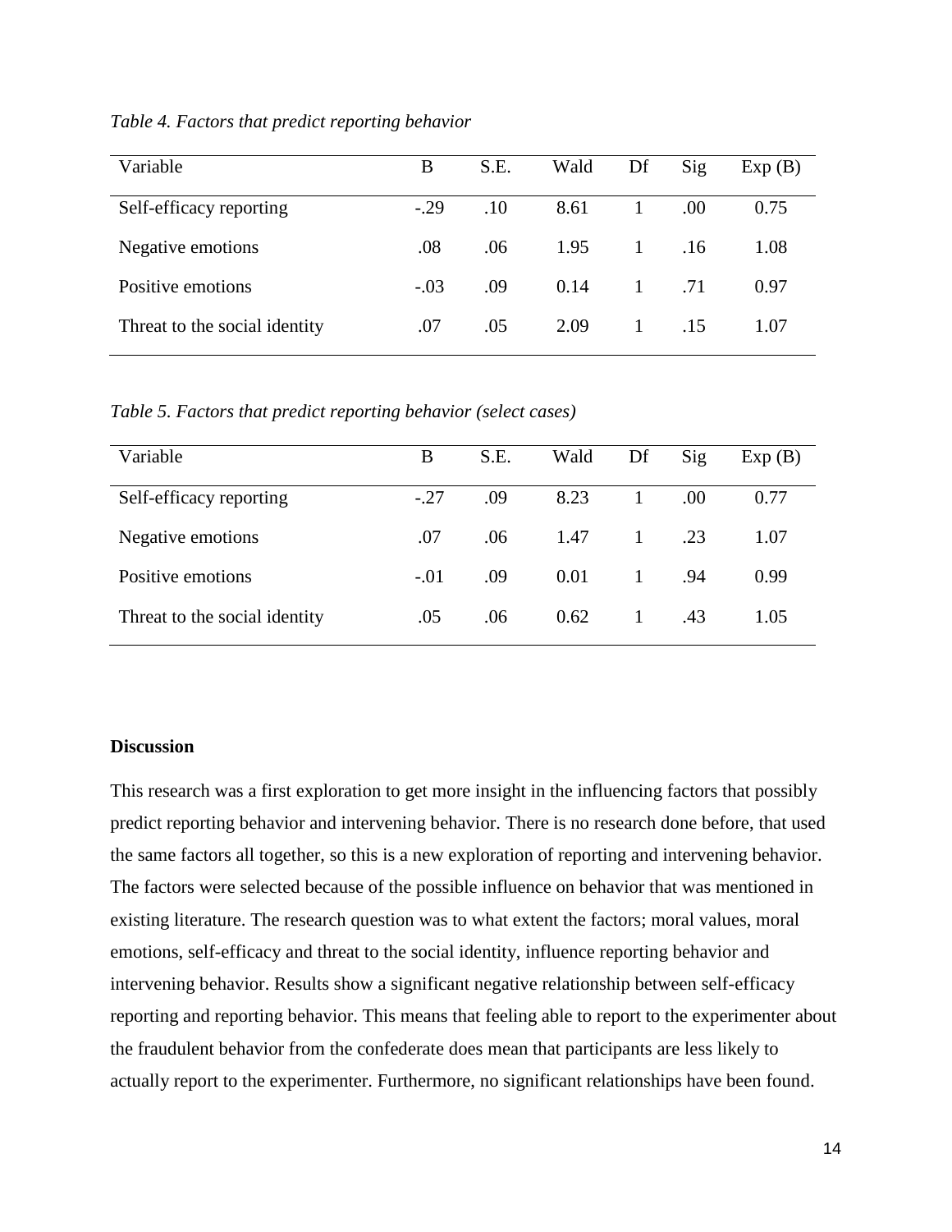*Table 4. Factors that predict reporting behavior*

| Variable | B | S.E. | Wald | Df | Sig | Exp (B) |
|---|---|---|---|---|---|---|
| Self-efficacy reporting | -.29 | .10 | 8.61 | 1 | .00 | 0.75 |
| Negative emotions | .08 | .06 | 1.95 | 1 | .16 | 1.08 |
| Positive emotions | -.03 | .09 | 0.14 | 1 | .71 | 0.97 |
| Threat to the social identity | .07 | .05 | 2.09 | 1 | .15 | 1.07 |

*Table 5. Factors that predict reporting behavior (select cases)*

| Variable | B | S.E. | Wald | Df | Sig | Exp (B) |
|---|---|---|---|---|---|---|
| Self-efficacy reporting | -.27 | .09 | 8.23 | 1 | .00 | 0.77 |
| Negative emotions | .07 | .06 | 1.47 | 1 | .23 | 1.07 |
| Positive emotions | -.01 | .09 | 0.01 | 1 | .94 | 0.99 |
| Threat to the social identity | .05 | .06 | 0.62 | 1 | .43 | 1.05 |

**Discussion**

This research was a first exploration to get more insight in the influencing factors that possibly predict reporting behavior and intervening behavior. There is no research done before, that used the same factors all together, so this is a new exploration of reporting and intervening behavior. The factors were selected because of the possible influence on behavior that was mentioned in existing literature. The research question was to what extent the factors; moral values, moral emotions, self-efficacy and threat to the social identity, influence reporting behavior and intervening behavior. Results show a significant negative relationship between self-efficacy reporting and reporting behavior. This means that feeling able to report to the experimenter about the fraudulent behavior from the confederate does mean that participants are less likely to actually report to the experimenter. Furthermore, no significant relationships have been found.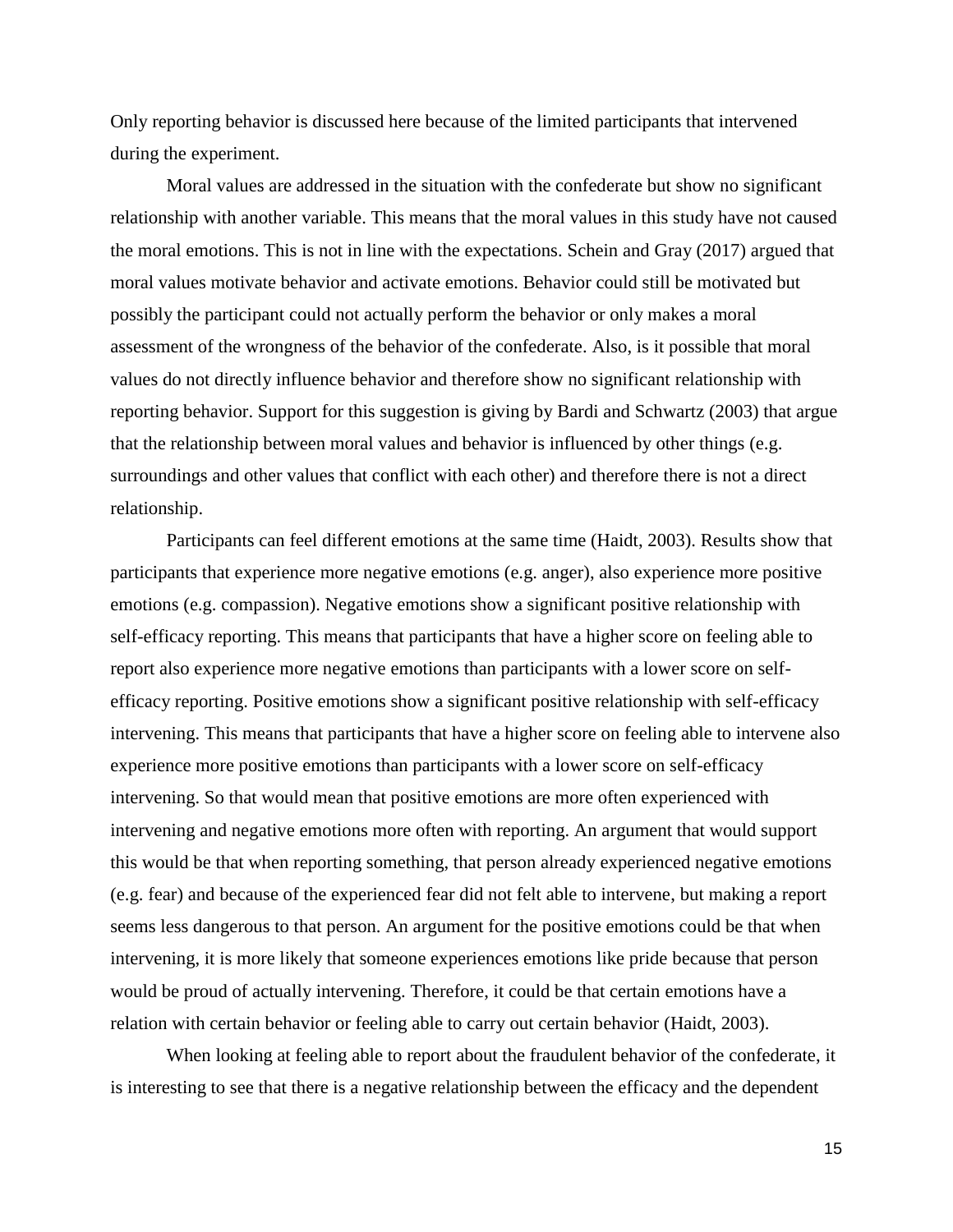Only reporting behavior is discussed here because of the limited participants that intervened during the experiment.

Moral values are addressed in the situation with the confederate but show no significant relationship with another variable. This means that the moral values in this study have not caused the moral emotions. This is not in line with the expectations. Schein and Gray (2017) argued that moral values motivate behavior and activate emotions. Behavior could still be motivated but possibly the participant could not actually perform the behavior or only makes a moral assessment of the wrongness of the behavior of the confederate. Also, is it possible that moral values do not directly influence behavior and therefore show no significant relationship with reporting behavior. Support for this suggestion is giving by Bardi and Schwartz (2003) that argue that the relationship between moral values and behavior is influenced by other things (e.g. surroundings and other values that conflict with each other) and therefore there is not a direct relationship.

Participants can feel different emotions at the same time (Haidt, 2003). Results show that participants that experience more negative emotions (e.g. anger), also experience more positive emotions (e.g. compassion). Negative emotions show a significant positive relationship with self-efficacy reporting. This means that participants that have a higher score on feeling able to report also experience more negative emotions than participants with a lower score on self-efficacy reporting. Positive emotions show a significant positive relationship with self-efficacy intervening. This means that participants that have a higher score on feeling able to intervene also experience more positive emotions than participants with a lower score on self-efficacy intervening. So that would mean that positive emotions are more often experienced with intervening and negative emotions more often with reporting. An argument that would support this would be that when reporting something, that person already experienced negative emotions (e.g. fear) and because of the experienced fear did not felt able to intervene, but making a report seems less dangerous to that person. An argument for the positive emotions could be that when intervening, it is more likely that someone experiences emotions like pride because that person would be proud of actually intervening. Therefore, it could be that certain emotions have a relation with certain behavior or feeling able to carry out certain behavior (Haidt, 2003).

When looking at feeling able to report about the fraudulent behavior of the confederate, it is interesting to see that there is a negative relationship between the efficacy and the dependent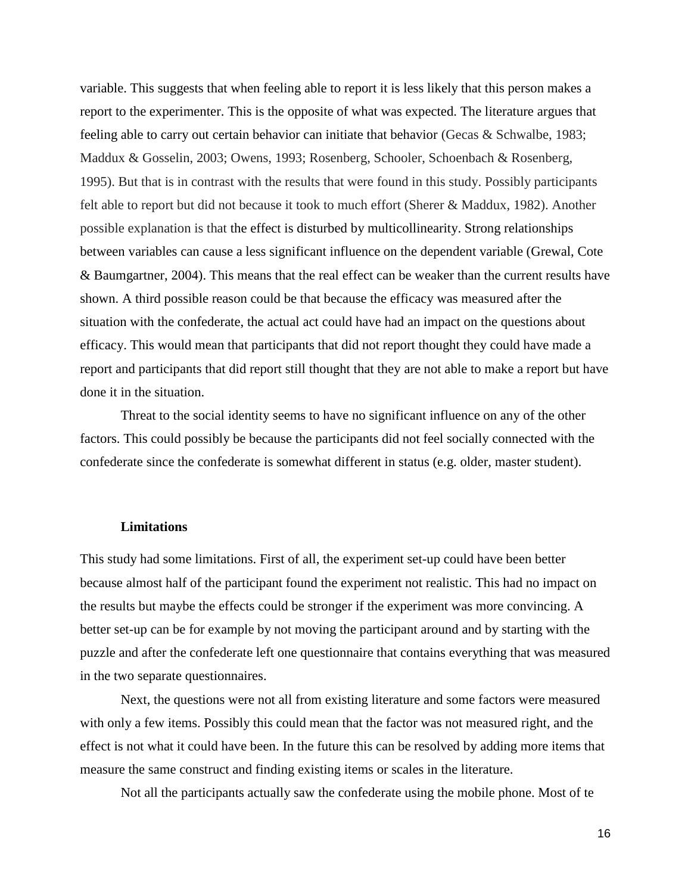variable. This suggests that when feeling able to report it is less likely that this person makes a report to the experimenter. This is the opposite of what was expected. The literature argues that feeling able to carry out certain behavior can initiate that behavior (Gecas & Schwalbe, 1983; Maddux & Gosselin, 2003; Owens, 1993; Rosenberg, Schooler, Schoenbach & Rosenberg, 1995). But that is in contrast with the results that were found in this study. Possibly participants felt able to report but did not because it took to much effort (Sherer & Maddux, 1982). Another possible explanation is that the effect is disturbed by multicollinearity. Strong relationships between variables can cause a less significant influence on the dependent variable (Grewal, Cote & Baumgartner, 2004). This means that the real effect can be weaker than the current results have shown. A third possible reason could be that because the efficacy was measured after the situation with the confederate, the actual act could have had an impact on the questions about efficacy. This would mean that participants that did not report thought they could have made a report and participants that did report still thought that they are not able to make a report but have done it in the situation.

Threat to the social identity seems to have no significant influence on any of the other factors. This could possibly be because the participants did not feel socially connected with the confederate since the confederate is somewhat different in status (e.g. older, master student).

**Limitations**

This study had some limitations. First of all, the experiment set-up could have been better because almost half of the participant found the experiment not realistic. This had no impact on the results but maybe the effects could be stronger if the experiment was more convincing. A better set-up can be for example by not moving the participant around and by starting with the puzzle and after the confederate left one questionnaire that contains everything that was measured in the two separate questionnaires.

Next, the questions were not all from existing literature and some factors were measured with only a few items. Possibly this could mean that the factor was not measured right, and the effect is not what it could have been. In the future this can be resolved by adding more items that measure the same construct and finding existing items or scales in the literature.

Not all the participants actually saw the confederate using the mobile phone. Most of te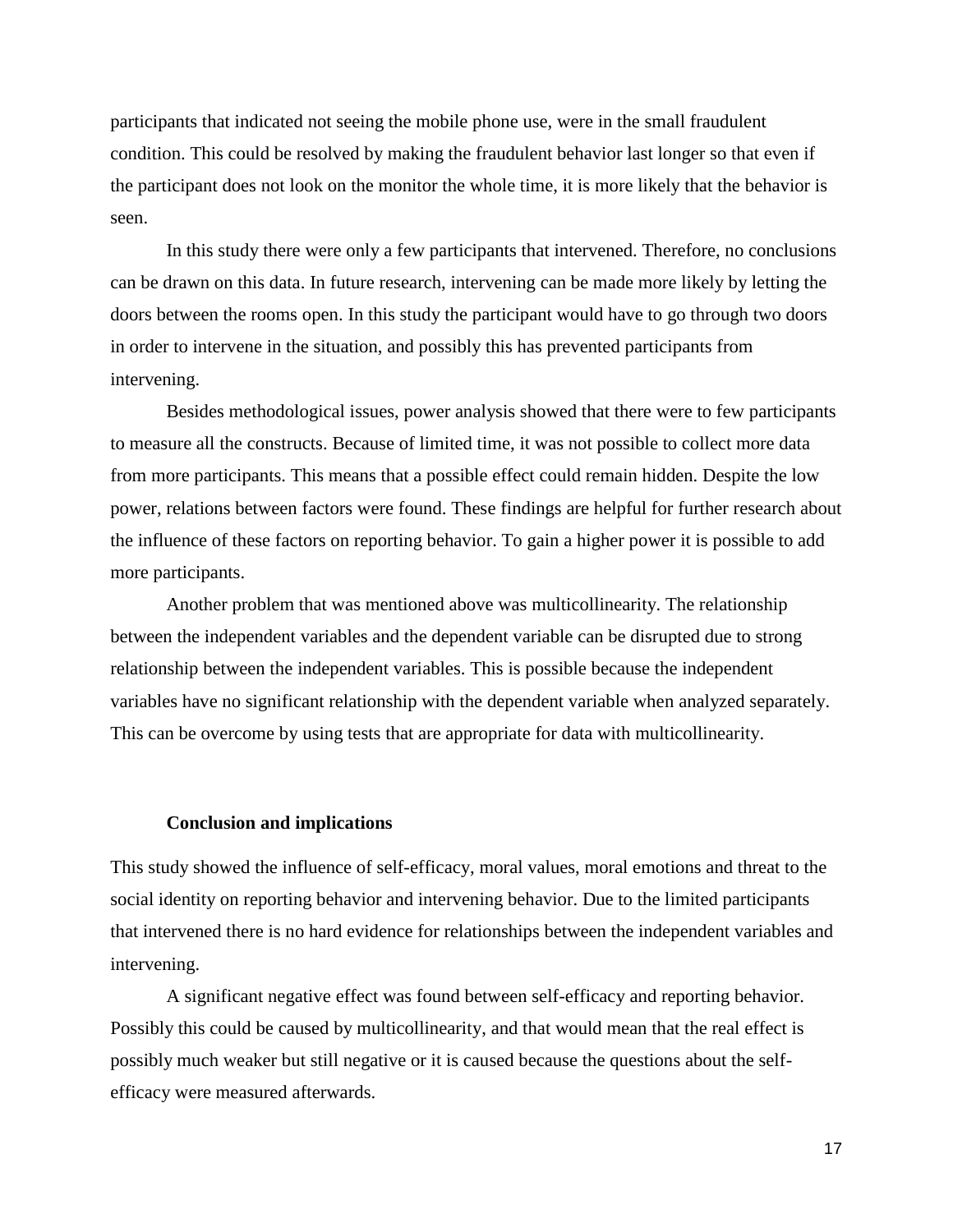participants that indicated not seeing the mobile phone use, were in the small fraudulent condition. This could be resolved by making the fraudulent behavior last longer so that even if the participant does not look on the monitor the whole time, it is more likely that the behavior is seen.

In this study there were only a few participants that intervened. Therefore, no conclusions can be drawn on this data. In future research, intervening can be made more likely by letting the doors between the rooms open. In this study the participant would have to go through two doors in order to intervene in the situation, and possibly this has prevented participants from intervening.

Besides methodological issues, power analysis showed that there were to few participants to measure all the constructs. Because of limited time, it was not possible to collect more data from more participants. This means that a possible effect could remain hidden. Despite the low power, relations between factors were found. These findings are helpful for further research about the influence of these factors on reporting behavior. To gain a higher power it is possible to add more participants.

Another problem that was mentioned above was multicollinearity. The relationship between the independent variables and the dependent variable can be disrupted due to strong relationship between the independent variables. This is possible because the independent variables have no significant relationship with the dependent variable when analyzed separately. This can be overcome by using tests that are appropriate for data with multicollinearity.

## Conclusion and implications

This study showed the influence of self-efficacy, moral values, moral emotions and threat to the social identity on reporting behavior and intervening behavior. Due to the limited participants that intervened there is no hard evidence for relationships between the independent variables and intervening.

A significant negative effect was found between self-efficacy and reporting behavior. Possibly this could be caused by multicollinearity, and that would mean that the real effect is possibly much weaker but still negative or it is caused because the questions about the self-efficacy were measured afterwards.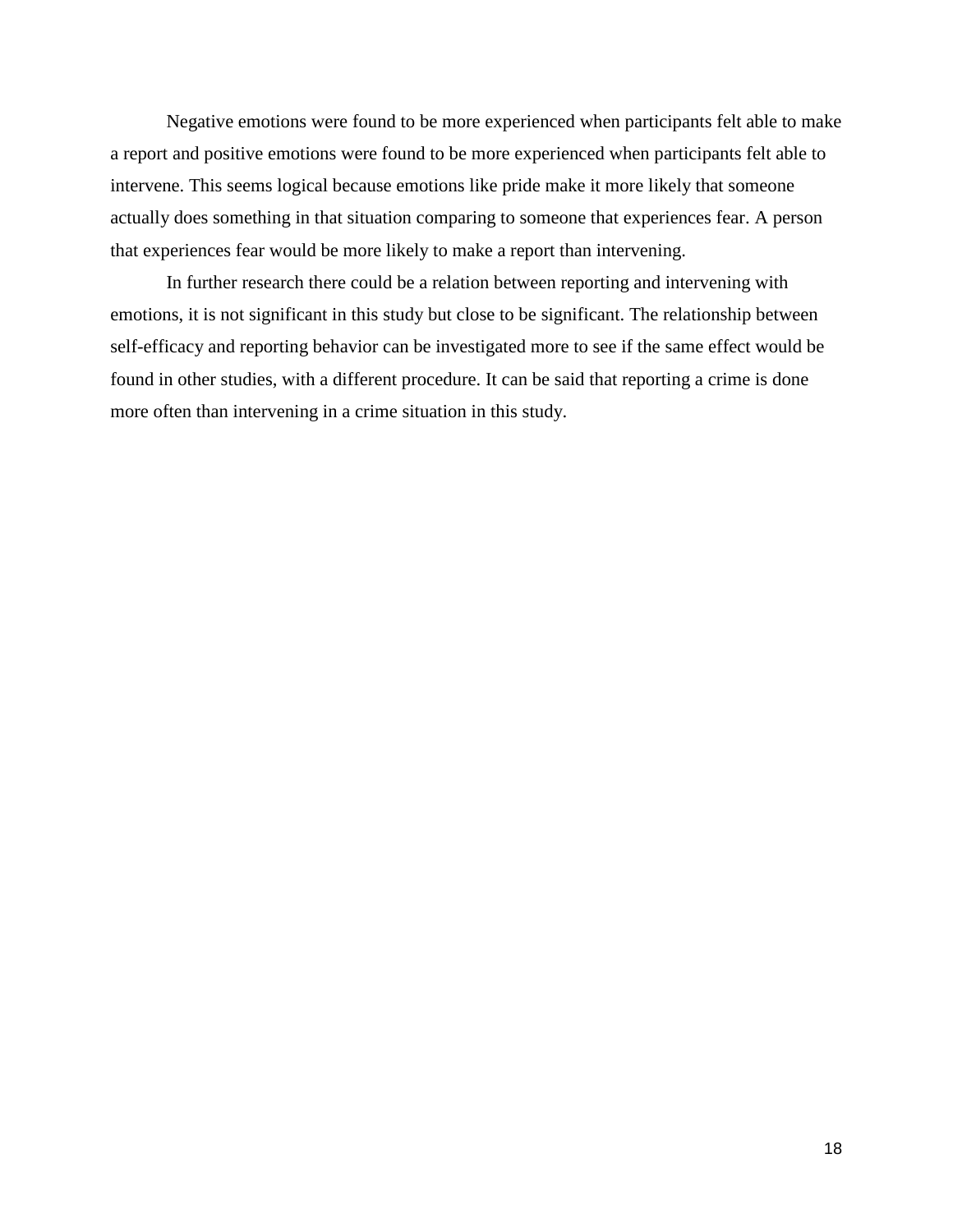Negative emotions were found to be more experienced when participants felt able to make a report and positive emotions were found to be more experienced when participants felt able to intervene. This seems logical because emotions like pride make it more likely that someone actually does something in that situation comparing to someone that experiences fear. A person that experiences fear would be more likely to make a report than intervening.

In further research there could be a relation between reporting and intervening with emotions, it is not significant in this study but close to be significant. The relationship between self-efficacy and reporting behavior can be investigated more to see if the same effect would be found in other studies, with a different procedure. It can be said that reporting a crime is done more often than intervening in a crime situation in this study.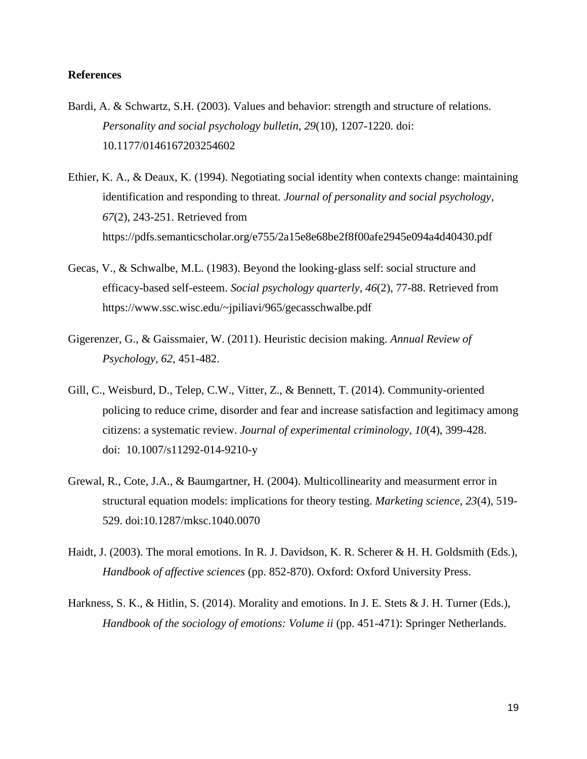**References**

Bardi, A. & Schwartz, S.H. (2003). Values and behavior: strength and structure of relations. *Personality and social psychology bulletin, 29*(10), 1207-1220. doi: 10.1177/0146167203254602

Ethier, K. A., & Deaux, K. (1994). Negotiating social identity when contexts change: maintaining identification and responding to threat. *Journal of personality and social psychology, 67*(2), 243-251. Retrieved from https://pdfs.semanticscholar.org/e755/2a15e8e68be2f8f00afe2945e094a4d40430.pdf

Gecas, V., & Schwalbe, M.L. (1983). Beyond the looking-glass self: social structure and efficacy-based self-esteem. *Social psychology quarterly, 46*(2), 77-88. Retrieved from https://www.ssc.wisc.edu/~jpiliavi/965/gecasschwalbe.pdf

Gigerenzer, G., & Gaissmaier, W. (2011). Heuristic decision making. *Annual Review of Psychology, 62*, 451-482.

Gill, C., Weisburd, D., Telep, C.W., Vitter, Z., & Bennett, T. (2014). Community-oriented policing to reduce crime, disorder and fear and increase satisfaction and legitimacy among citizens: a systematic review. *Journal of experimental criminology, 10*(4), 399-428. doi: 10.1007/s11292-014-9210-y

Grewal, R., Cote, J.A., & Baumgartner, H. (2004). Multicollinearity and measurment error in structural equation models: implications for theory testing. *Marketing science, 23*(4), 519-529. doi:10.1287/mksc.1040.0070

Haidt, J. (2003). The moral emotions. In R. J. Davidson, K. R. Scherer & H. H. Goldsmith (Eds.), *Handbook of affective sciences* (pp. 852-870). Oxford: Oxford University Press.

Harkness, S. K., & Hitlin, S. (2014). Morality and emotions. In J. E. Stets & J. H. Turner (Eds.), *Handbook of the sociology of emotions: Volume ii* (pp. 451-471): Springer Netherlands.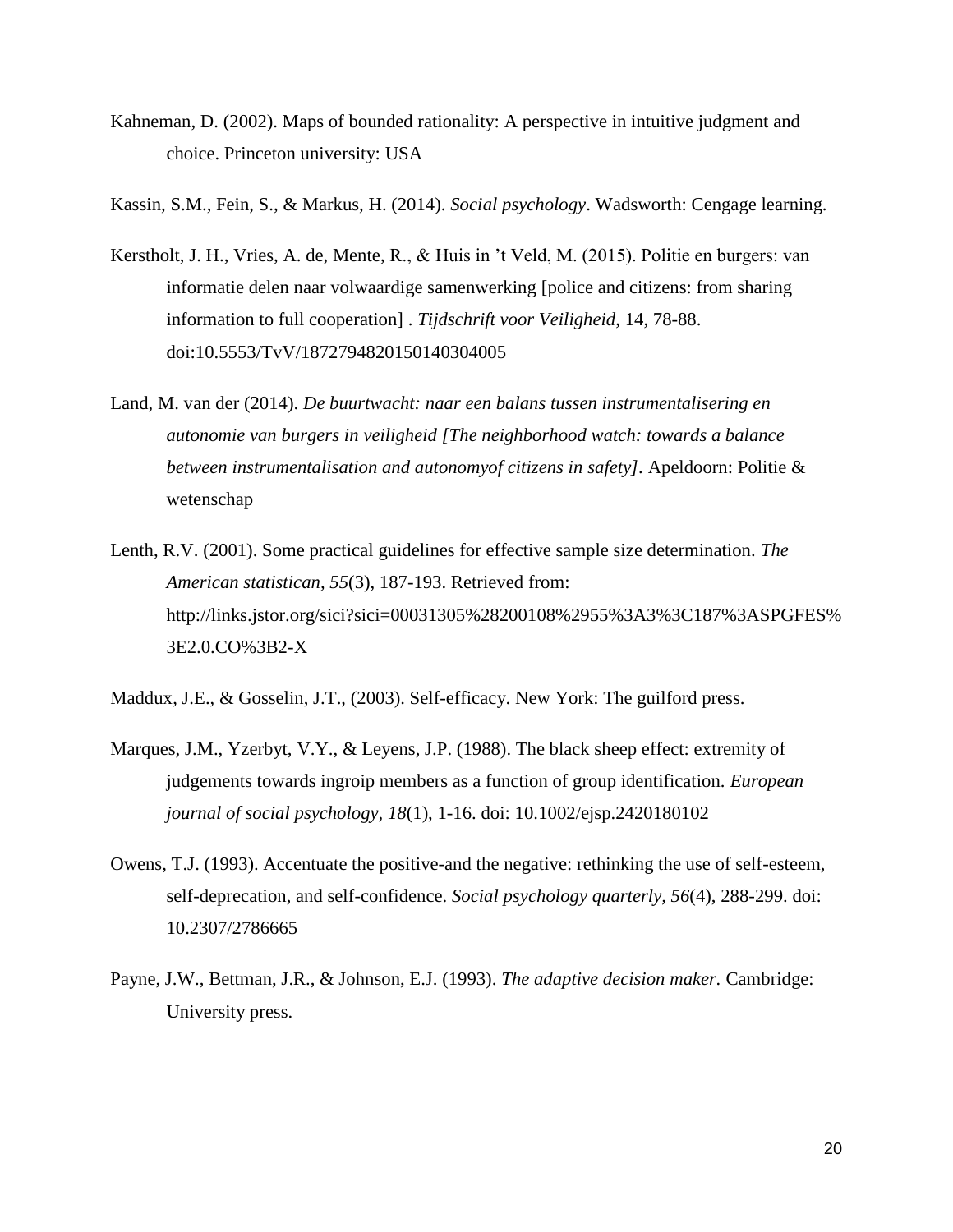Kahneman, D. (2002). Maps of bounded rationality: A perspective in intuitive judgment and choice. Princeton university: USA

Kassin, S.M., Fein, S., & Markus, H. (2014). *Social psychology*. Wadsworth: Cengage learning.

Kerstholt, J. H., Vries, A. de, Mente, R., & Huis in 't Veld, M. (2015). Politie en burgers: van informatie delen naar volwaardige samenwerking [police and citizens: from sharing information to full cooperation] . *Tijdschrift voor Veiligheid*, 14, 78-88. doi:10.5553/TvV/187279482015014030400

Land, M. van der (2014). *De buurtwacht: naar een balans tussen instrumentalisering en autonomie van burgers in veiligheid [The neighborhood watch: towards a balance between instrumentalisation and autonomyof citizens in safety]*. Apeldoorn: Politie & wetenschap

Lenth, R.V. (2001). Some practical guidelines for effective sample size determination. *The American statistican*, *55*(3), 187-193. Retrieved from: http://links.jstor.org/sici?sici=00031305%28200108%2955%3A3%3C187%3ASPGFES%3E2.0.CO%3B2-X

Maddux, J.E., & Gosselin, J.T., (2003). Self-efficacy. New York: The guilford press.

Marques, J.M., Yzerbyt, V.Y., & Leyens, J.P. (1988). The black sheep effect: extremity of judgements towards ingroip members as a function of group identification. *European journal of social psychology*, *18*(1), 1-16. doi: 10.1002/ejsp.2420180102

Owens, T.J. (1993). Accentuate the positive-and the negative: rethinking the use of self-esteem, self-deprecation, and self-confidence. *Social psychology quarterly, 56*(4), 288-299. doi: 10.2307/2786665

Payne, J.W., Bettman, J.R., & Johnson, E.J. (1993). *The adaptive decision maker.* Cambridge: University press.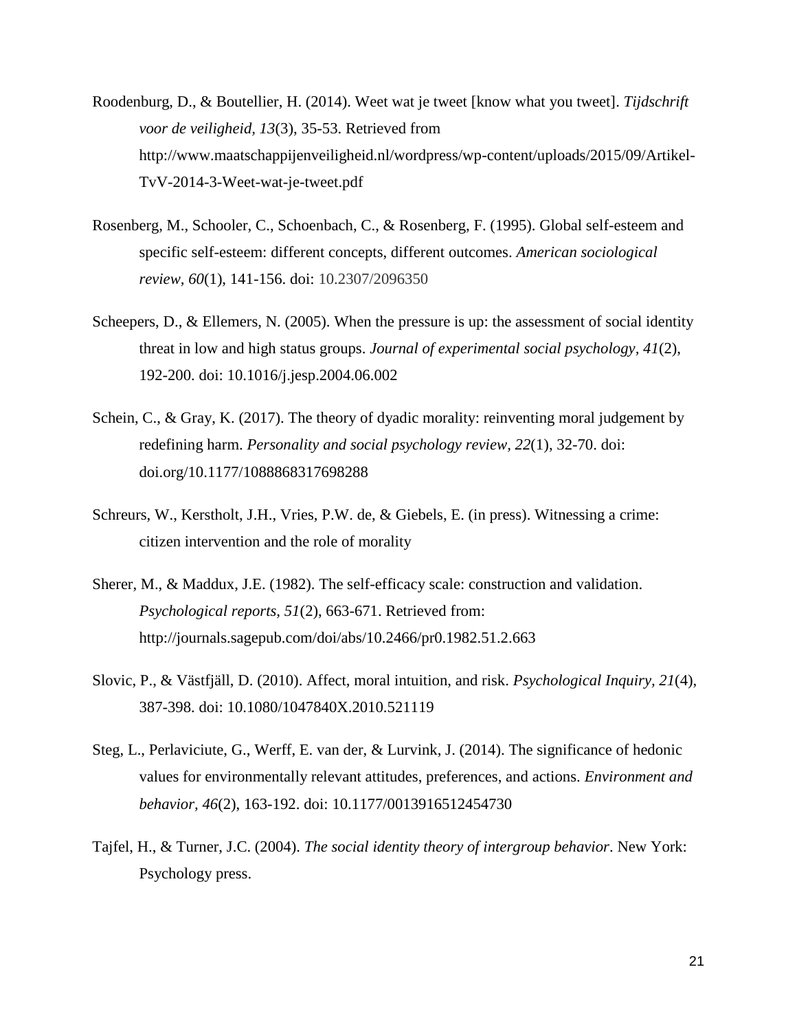Roodenburg, D., & Boutellier, H. (2014). Weet wat je tweet [know what you tweet]. *Tijdschrift voor de veiligheid, 13*(3), 35-53. Retrieved from http://www.maatschappijenveiligheid.nl/wordpress/wp-content/uploads/2015/09/Artikel-TvV-2014-3-Weet-wat-je-tweet.pdf

Rosenberg, M., Schooler, C., Schoenbach, C., & Rosenberg, F. (1995). Global self-esteem and specific self-esteem: different concepts, different outcomes. *American sociological review, 60*(1), 141-156. doi: 10.2307/2096350

Scheepers, D., & Ellemers, N. (2005). When the pressure is up: the assessment of social identity threat in low and high status groups. *Journal of experimental social psychology, 41*(2), 192-200. doi: 10.1016/j.jesp.2004.06.002

Schein, C., & Gray, K. (2017). The theory of dyadic morality: reinventing moral judgement by redefining harm. *Personality and social psychology review, 22*(1), 32-70. doi: doi.org/10.1177/1088868317698288

Schreurs, W., Kerstholt, J.H., Vries, P.W. de, & Giebels, E. (in press). Witnessing a crime: citizen intervention and the role of morality

Sherer, M., & Maddux, J.E. (1982). The self-efficacy scale: construction and validation. *Psychological reports, 51*(2), 663-671. Retrieved from: http://journals.sagepub.com/doi/abs/10.2466/pr0.1982.51.2.663

Slovic, P., & Västfjäll, D. (2010). Affect, moral intuition, and risk. *Psychological Inquiry, 21*(4), 387-398. doi: 10.1080/1047840X.2010.521119

Steg, L., Perlaviciute, G., Werff, E. van der, & Lurvink, J. (2014). The significance of hedonic values for environmentally relevant attitudes, preferences, and actions. *Environment and behavior, 46*(2), 163-192. doi: 10.1177/0013916512454730

Tajfel, H., & Turner, J.C. (2004). *The social identity theory of intergroup behavior*. New York: Psychology press.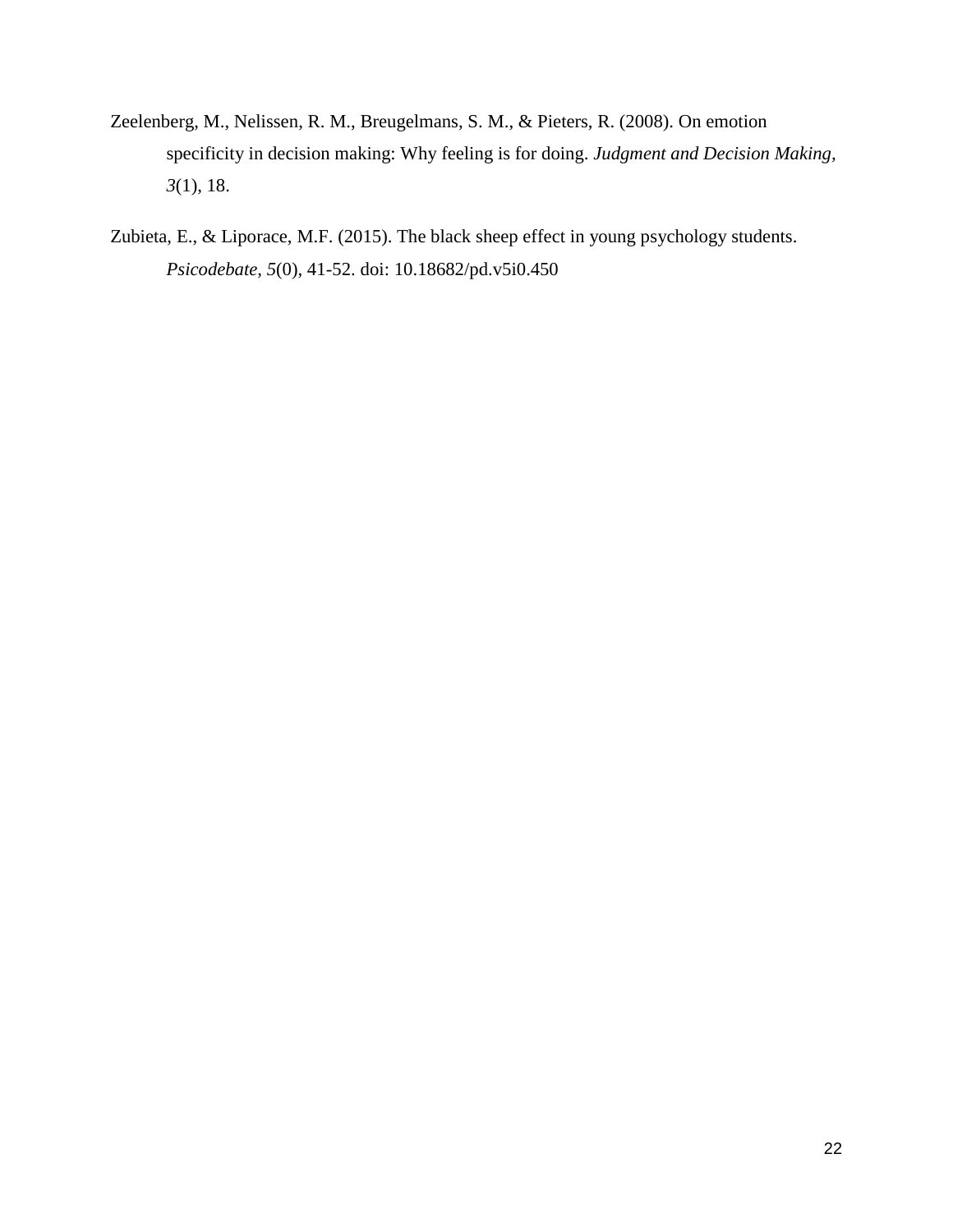Zeelenberg, M., Nelissen, R. M., Breugelmans, S. M., & Pieters, R. (2008). On emotion specificity in decision making: Why feeling is for doing. *Judgment and Decision Making*, *3*(1), 18.

Zubieta, E., & Liporace, M.F. (2015). The black sheep effect in young psychology students. *Psicodebate*, *5*(0), 41-52. doi: 10.18682/pd.v5i0.450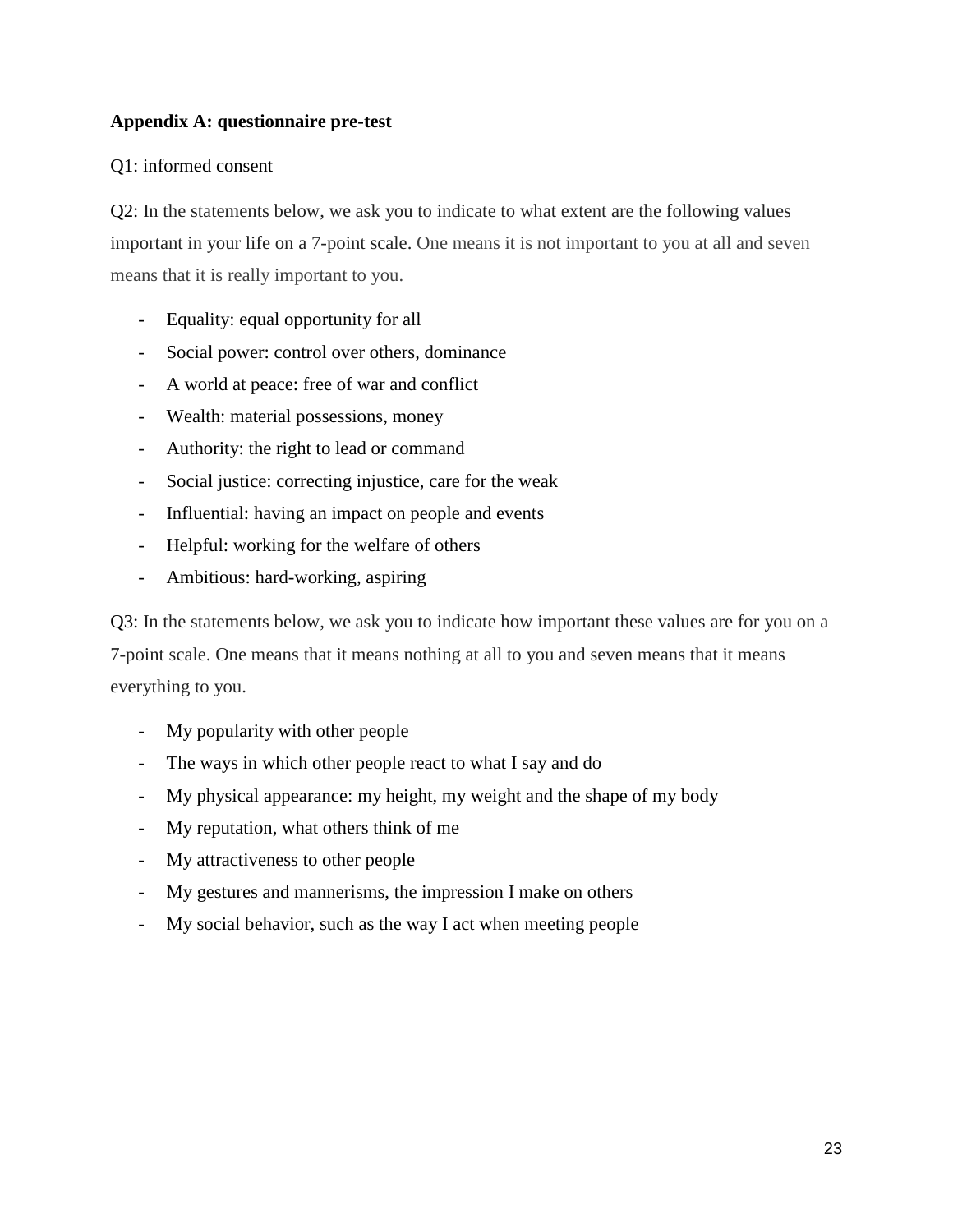**Appendix A: questionnaire pre-test**

Q1: informed consent

Q2: In the statements below, we ask you to indicate to what extent are the following values important in your life on a 7-point scale. One means it is not important to you at all and seven means that it is really important to you.

- Equality: equal opportunity for all
- Social power: control over others, dominance
- A world at peace: free of war and conflict
- Wealth: material possessions, money
- Authority: the right to lead or command
- Social justice: correcting injustice, care for the weak
- Influential: having an impact on people and events
- Helpful: working for the welfare of others
- Ambitious: hard-working, aspiring

Q3: In the statements below, we ask you to indicate how important these values are for you on a 7-point scale. One means that it means nothing at all to you and seven means that it means everything to you.

- My popularity with other people
- The ways in which other people react to what I say and do
- My physical appearance: my height, my weight and the shape of my body
- My reputation, what others think of me
- My attractiveness to other people
- My gestures and mannerisms, the impression I make on others
- My social behavior, such as the way I act when meeting people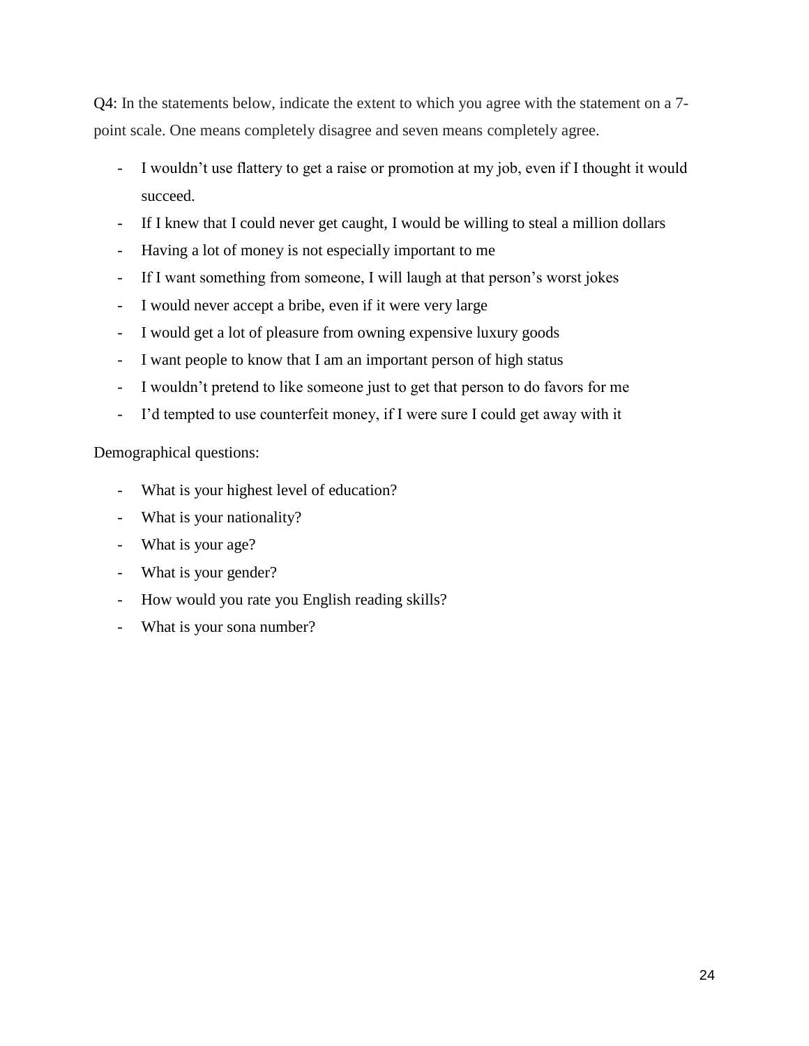Q4: In the statements below, indicate the extent to which you agree with the statement on a 7-point scale. One means completely disagree and seven means completely agree.

- I wouldn't use flattery to get a raise or promotion at my job, even if I thought it would succeed.
- If I knew that I could never get caught, I would be willing to steal a million dollars
- Having a lot of money is not especially important to me
- If I want something from someone, I will laugh at that person's worst jokes
- I would never accept a bribe, even if it were very large
- I would get a lot of pleasure from owning expensive luxury goods
- I want people to know that I am an important person of high status
- I wouldn't pretend to like someone just to get that person to do favors for me
- I'd tempted to use counterfeit money, if I were sure I could get away with it

Demographical questions:

- What is your highest level of education?
- What is your nationality?
- What is your age?
- What is your gender?
- How would you rate you English reading skills?
- What is your sona number?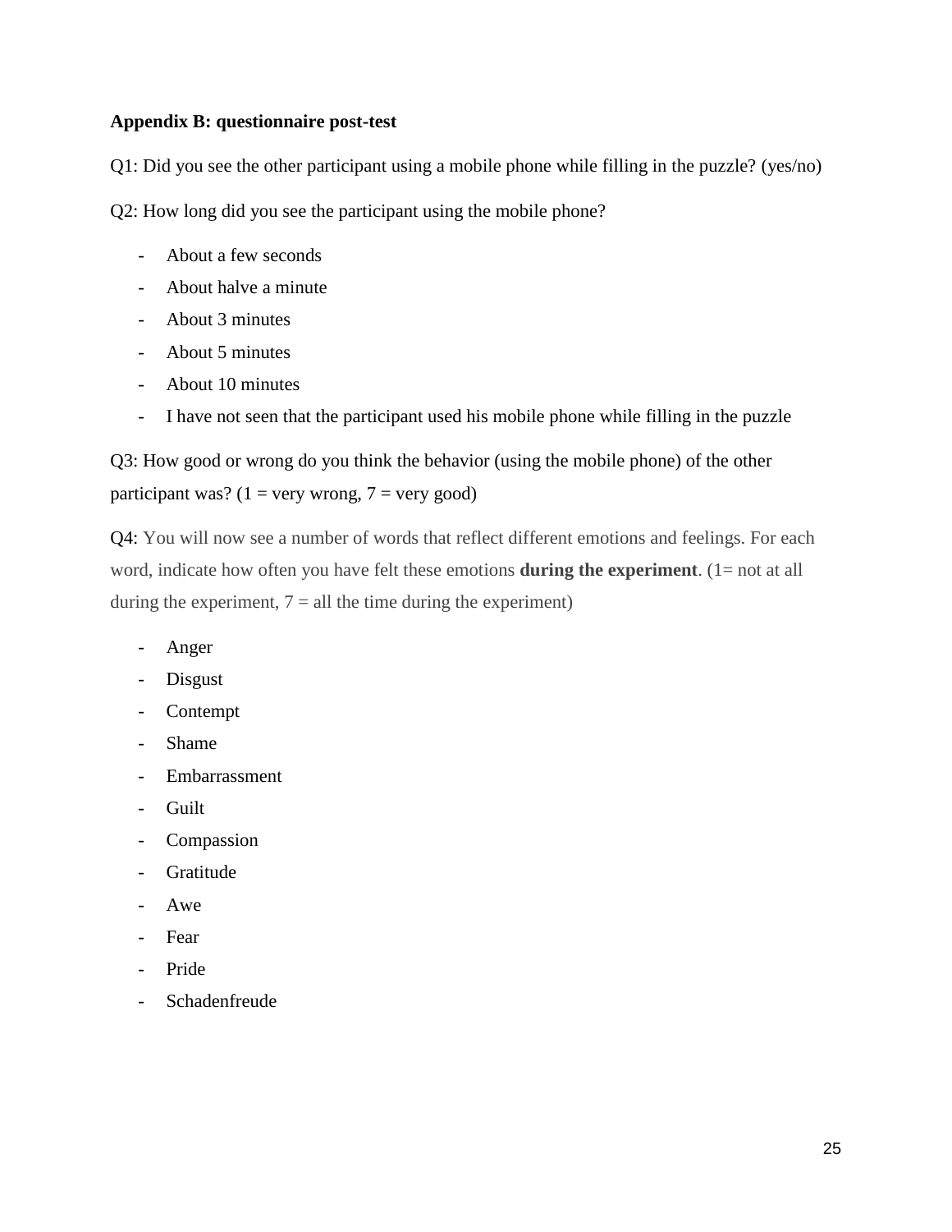**Appendix B: questionnaire post-test**

Q1: Did you see the other participant using a mobile phone while filling in the puzzle? (yes/no)

Q2: How long did you see the participant using the mobile phone?

- About a few seconds
- About halve a minute
- About 3 minutes
- About 5 minutes
- About 10 minutes
- I have not seen that the participant used his mobile phone while filling in the puzzle

Q3: How good or wrong do you think the behavior (using the mobile phone) of the other participant was? (1 = very wrong, 7 = very good)

Q4: You will now see a number of words that reflect different emotions and feelings. For each word, indicate how often you have felt these emotions **during the experiment**. (1= not at all during the experiment, 7 = all the time during the experiment)

- Anger
- Disgust
- Contempt
- Shame
- Embarrassment
- Guilt
- Compassion
- Gratitude
- Awe
- Fear
- Pride
- Schadenfreude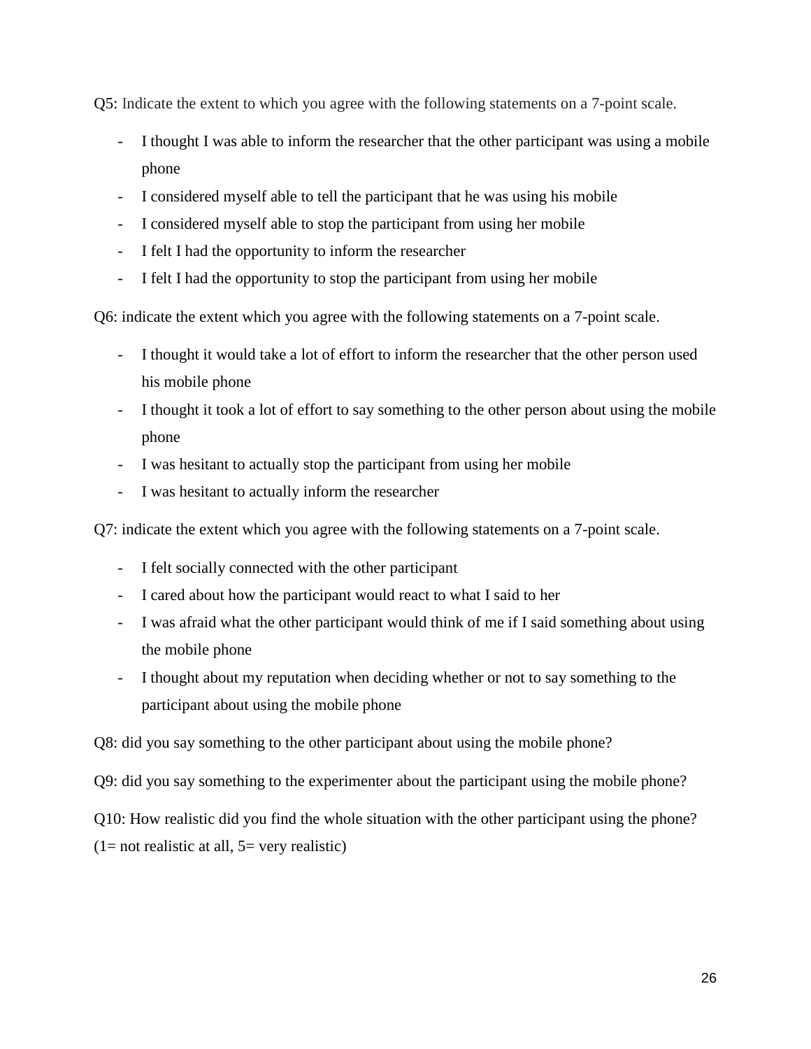Q5: Indicate the extent to which you agree with the following statements on a 7-point scale.

- I thought I was able to inform the researcher that the other participant was using a mobile phone
- I considered myself able to tell the participant that he was using his mobile
- I considered myself able to stop the participant from using her mobile
- I felt I had the opportunity to inform the researcher
- I felt I had the opportunity to stop the participant from using her mobile

Q6: indicate the extent which you agree with the following statements on a 7-point scale.

- I thought it would take a lot of effort to inform the researcher that the other person used his mobile phone
- I thought it took a lot of effort to say something to the other person about using the mobile phone
- I was hesitant to actually stop the participant from using her mobile
- I was hesitant to actually inform the researcher

Q7: indicate the extent which you agree with the following statements on a 7-point scale.

- I felt socially connected with the other participant
- I cared about how the participant would react to what I said to her
- I was afraid what the other participant would think of me if I said something about using the mobile phone
- I thought about my reputation when deciding whether or not to say something to the participant about using the mobile phone

Q8: did you say something to the other participant about using the mobile phone?

Q9: did you say something to the experimenter about the participant using the mobile phone?

Q10: How realistic did you find the whole situation with the other participant using the phone? (1= not realistic at all, 5= very realistic)